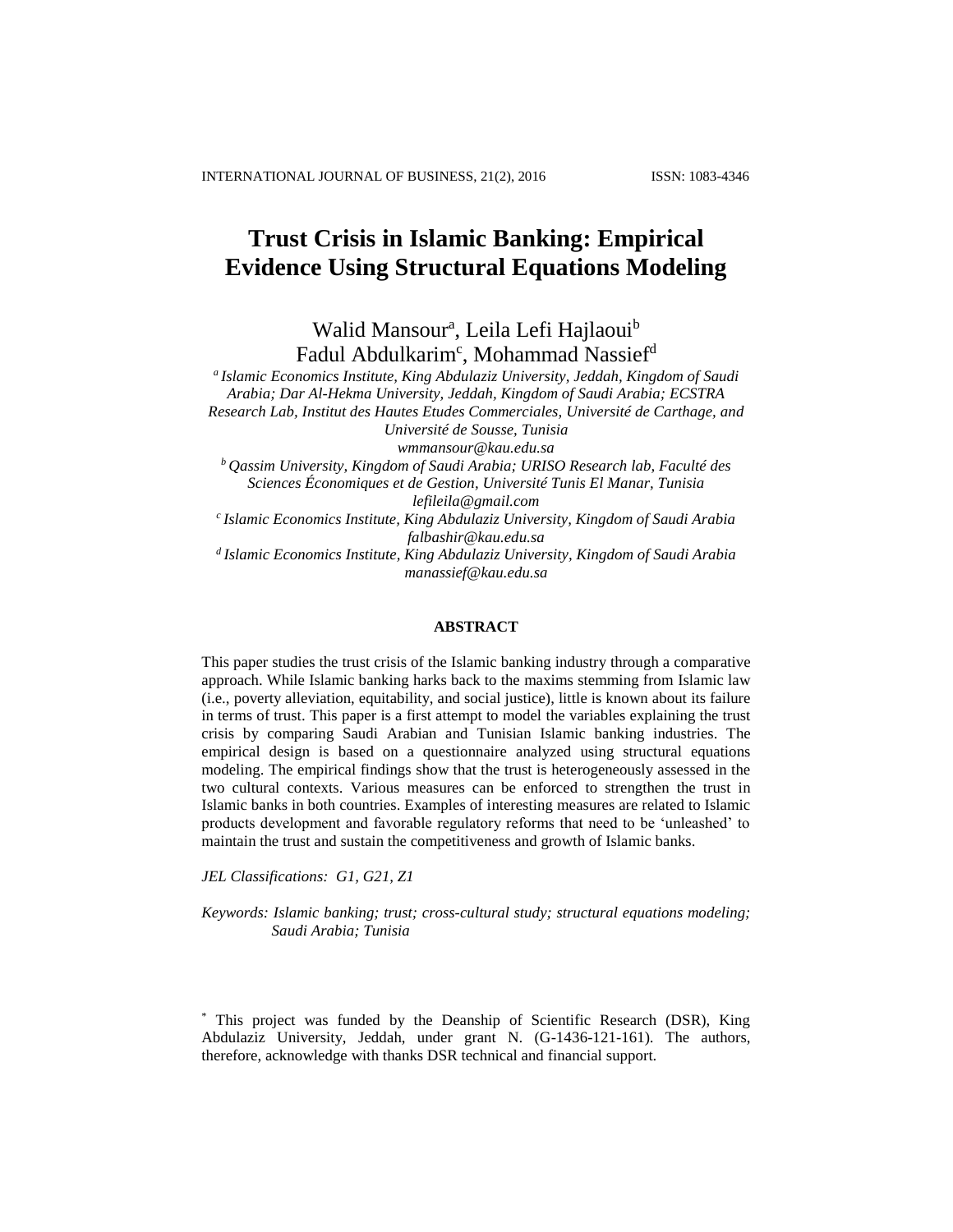# Trust Crisis in Islamic Banking: Empirical Evidence Using Structural Equations Modeling

Walid Mansour[a], Leila Lefi Hajlaoui[b]
Fadul Abdulkarim[c], Mohammad Nassief[d]

[a] *Islamic Economics Institute, King Abdulaziz University, Jeddah, Kingdom of Saudi Arabia; Dar Al-Hekma University, Jeddah, Kingdom of Saudi Arabia; ECSTRA Research Lab, Institut des Hautes Etudes Commerciales, Université de Carthage, and Université de Sousse, Tunisia*
*wmmansour@kau.edu.sa*

[b] *Qassim University, Kingdom of Saudi Arabia; URISO Research lab, Faculté des Sciences Économiques et de Gestion, Université Tunis El Manar, Tunisia*
*lefileila@gmail.com*

[c] *Islamic Economics Institute, King Abdulaziz University, Kingdom of Saudi Arabia*
*falbashir@kau.edu.sa*

[d] *Islamic Economics Institute, King Abdulaziz University, Kingdom of Saudi Arabia*
*manassief@kau.edu.sa*

## ABSTRACT

This paper studies the trust crisis of the Islamic banking industry through a comparative approach. While Islamic banking harks back to the maxims stemming from Islamic law (i.e., poverty alleviation, equitability, and social justice), little is known about its failure in terms of trust. This paper is a first attempt to model the variables explaining the trust crisis by comparing Saudi Arabian and Tunisian Islamic banking industries. The empirical design is based on a questionnaire analyzed using structural equations modeling. The empirical findings show that the trust is heterogeneously assessed in the two cultural contexts. Various measures can be enforced to strengthen the trust in Islamic banks in both countries. Examples of interesting measures are related to Islamic products development and favorable regulatory reforms that need to be 'unleashed' to maintain the trust and sustain the competitiveness and growth of Islamic banks.

*JEL Classifications: G1, G21, Z1*

*Keywords: Islamic banking; trust; cross-cultural study; structural equations modeling; Saudi Arabia; Tunisia*

[*] This project was funded by the Deanship of Scientific Research (DSR), King Abdulaziz University, Jeddah, under grant N. (G-1436-121-161). The authors, therefore, acknowledge with thanks DSR technical and financial support.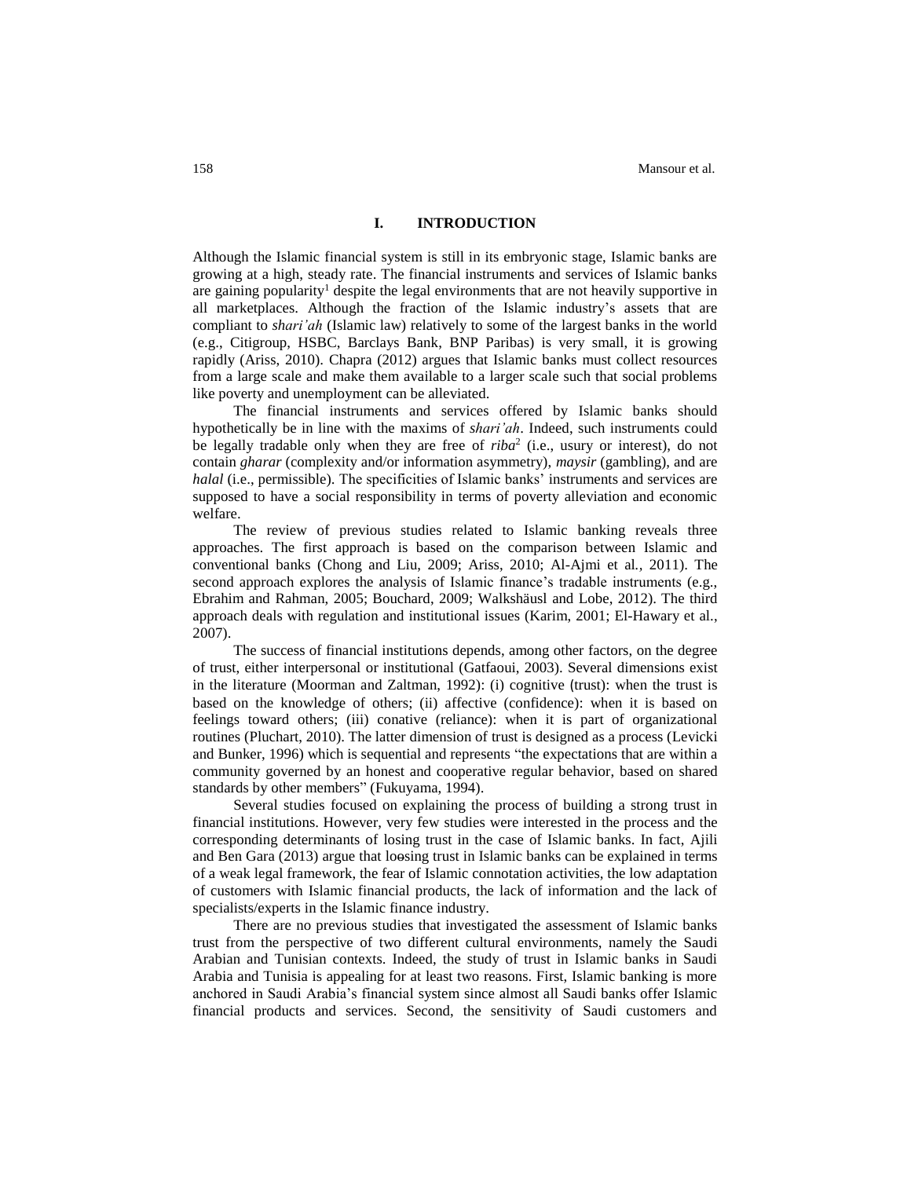# I. INTRODUCTION

Although the Islamic financial system is still in its embryonic stage, Islamic banks are growing at a high, steady rate. The financial instruments and services of Islamic banks are gaining popularity[1] despite the legal environments that are not heavily supportive in all marketplaces. Although the fraction of the Islamic industry's assets that are compliant to *shari'ah* (Islamic law) relatively to some of the largest banks in the world (e.g., Citigroup, HSBC, Barclays Bank, BNP Paribas) is very small, it is growing rapidly (Ariss, 2010). Chapra (2012) argues that Islamic banks must collect resources from a large scale and make them available to a larger scale such that social problems like poverty and unemployment can be alleviated.

The financial instruments and services offered by Islamic banks should hypothetically be in line with the maxims of *shari'ah*. Indeed, such instruments could be legally tradable only when they are free of *riba*[2] (i.e., usury or interest), do not contain *gharar* (complexity and/or information asymmetry), *maysir* (gambling), and are *halal* (i.e., permissible). The specificities of Islamic banks' instruments and services are supposed to have a social responsibility in terms of poverty alleviation and economic welfare.

The review of previous studies related to Islamic banking reveals three approaches. The first approach is based on the comparison between Islamic and conventional banks (Chong and Liu, 2009; Ariss, 2010; Al-Ajmi et al., 2011). The second approach explores the analysis of Islamic finance's tradable instruments (e.g., Ebrahim and Rahman, 2005; Bouchard, 2009; Walkshäusl and Lobe, 2012). The third approach deals with regulation and institutional issues (Karim, 2001; El-Hawary et al., 2007).

The success of financial institutions depends, among other factors, on the degree of trust, either interpersonal or institutional (Gatfaoui, 2003). Several dimensions exist in the literature (Moorman and Zaltman, 1992): (i) cognitive (trust): when the trust is based on the knowledge of others; (ii) affective (confidence): when it is based on feelings toward others; (iii) conative (reliance): when it is part of organizational routines (Pluchart, 2010). The latter dimension of trust is designed as a process (Levicki and Bunker, 1996) which is sequential and represents "the expectations that are within a community governed by an honest and cooperative regular behavior, based on shared standards by other members" (Fukuyama, 1994).

Several studies focused on explaining the process of building a strong trust in financial institutions. However, very few studies were interested in the process and the corresponding determinants of losing trust in the case of Islamic banks. In fact, Ajili and Ben Gara (2013) argue that loosing trust in Islamic banks can be explained in terms of a weak legal framework, the fear of Islamic connotation activities, the low adaptation of customers with Islamic financial products, the lack of information and the lack of specialists/experts in the Islamic finance industry.

There are no previous studies that investigated the assessment of Islamic banks trust from the perspective of two different cultural environments, namely the Saudi Arabian and Tunisian contexts. Indeed, the study of trust in Islamic banks in Saudi Arabia and Tunisia is appealing for at least two reasons. First, Islamic banking is more anchored in Saudi Arabia's financial system since almost all Saudi banks offer Islamic financial products and services. Second, the sensitivity of Saudi customers and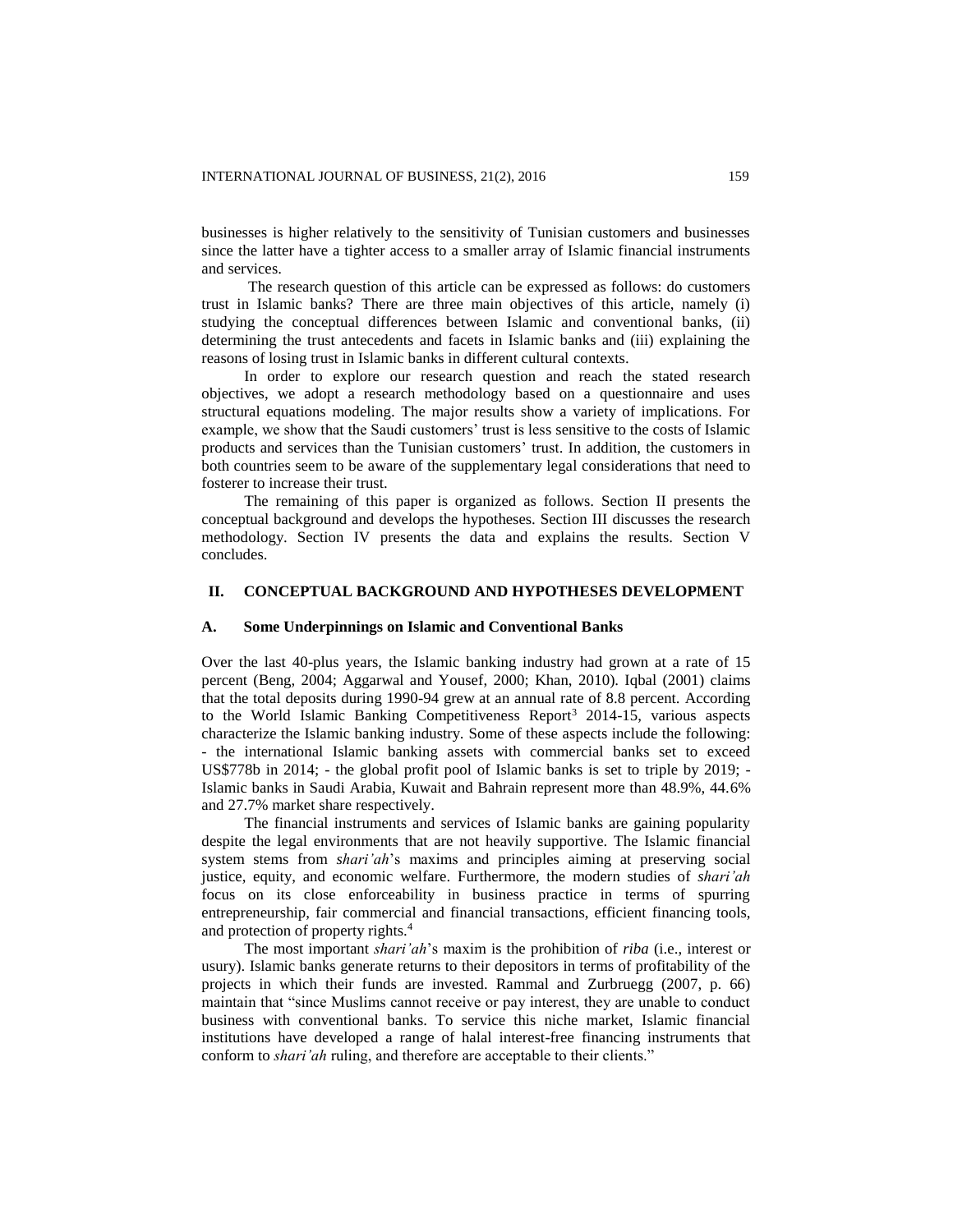businesses is higher relatively to the sensitivity of Tunisian customers and businesses since the latter have a tighter access to a smaller array of Islamic financial instruments and services.

The research question of this article can be expressed as follows: do customers trust in Islamic banks? There are three main objectives of this article, namely (i) studying the conceptual differences between Islamic and conventional banks, (ii) determining the trust antecedents and facets in Islamic banks and (iii) explaining the reasons of losing trust in Islamic banks in different cultural contexts.

In order to explore our research question and reach the stated research objectives, we adopt a research methodology based on a questionnaire and uses structural equations modeling. The major results show a variety of implications. For example, we show that the Saudi customers' trust is less sensitive to the costs of Islamic products and services than the Tunisian customers' trust. In addition, the customers in both countries seem to be aware of the supplementary legal considerations that need to fosterer to increase their trust.

The remaining of this paper is organized as follows. Section II presents the conceptual background and develops the hypotheses. Section III discusses the research methodology. Section IV presents the data and explains the results. Section V concludes.

## II. CONCEPTUAL BACKGROUND AND HYPOTHESES DEVELOPMENT

### A. Some Underpinnings on Islamic and Conventional Banks

Over the last 40-plus years, the Islamic banking industry had grown at a rate of 15 percent (Beng, 2004; Aggarwal and Yousef, 2000; Khan, 2010). Iqbal (2001) claims that the total deposits during 1990-94 grew at an annual rate of 8.8 percent. According to the World Islamic Banking Competitiveness Report[3] 2014-15, various aspects characterize the Islamic banking industry. Some of these aspects include the following: - the international Islamic banking assets with commercial banks set to exceed US$778b in 2014; - the global profit pool of Islamic banks is set to triple by 2019; - Islamic banks in Saudi Arabia, Kuwait and Bahrain represent more than 48.9%, 44.6% and 27.7% market share respectively.

The financial instruments and services of Islamic banks are gaining popularity despite the legal environments that are not heavily supportive. The Islamic financial system stems from *shari'ah*'s maxims and principles aiming at preserving social justice, equity, and economic welfare. Furthermore, the modern studies of *shari'ah* focus on its close enforceability in business practice in terms of spurring entrepreneurship, fair commercial and financial transactions, efficient financing tools, and protection of property rights.[4]

The most important *shari'ah*'s maxim is the prohibition of *riba* (i.e., interest or usury). Islamic banks generate returns to their depositors in terms of profitability of the projects in which their funds are invested. Rammal and Zurbruegg (2007, p. 66) maintain that "since Muslims cannot receive or pay interest, they are unable to conduct business with conventional banks. To service this niche market, Islamic financial institutions have developed a range of halal interest-free financing instruments that conform to *shari'ah* ruling, and therefore are acceptable to their clients."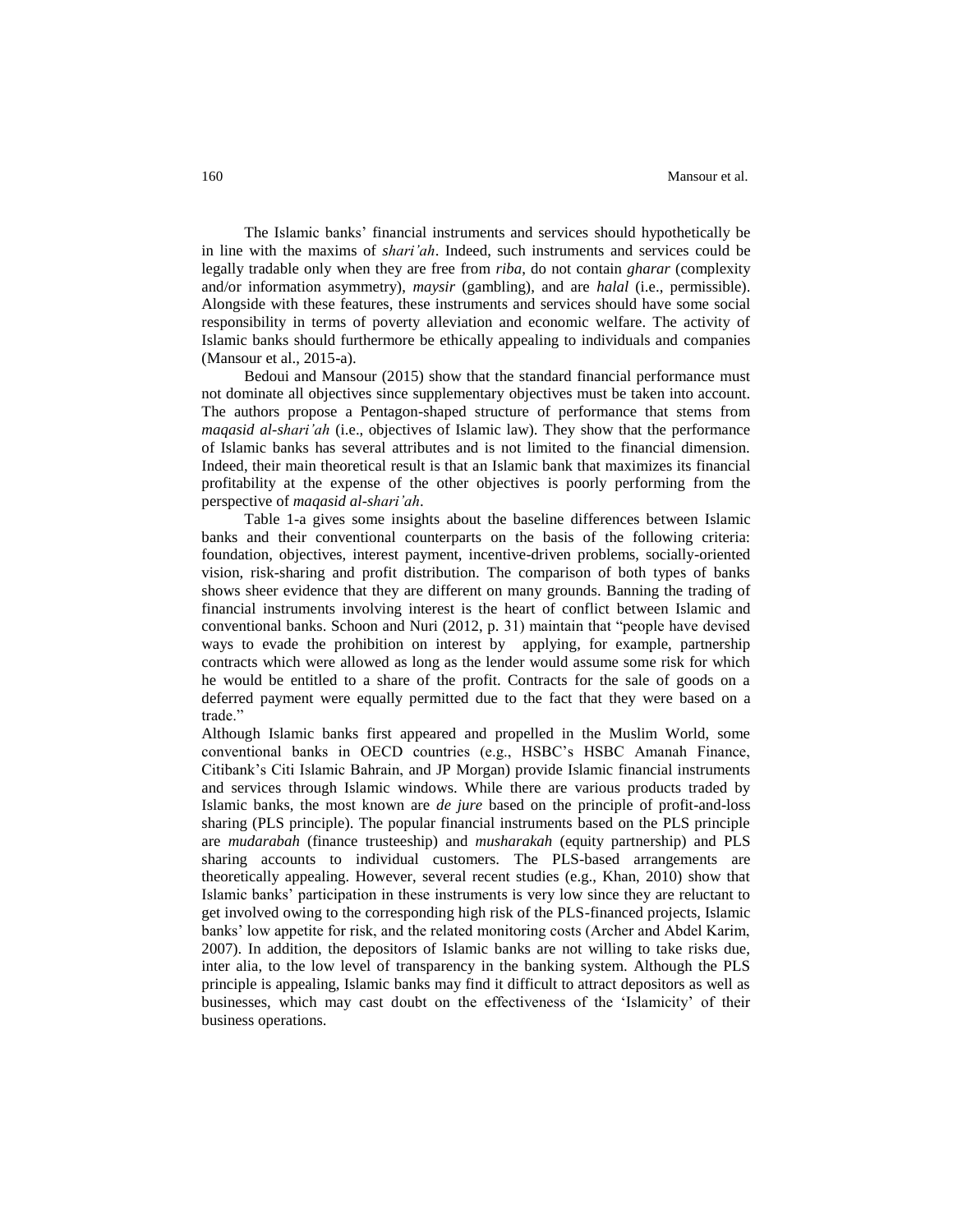The Islamic banks' financial instruments and services should hypothetically be in line with the maxims of *shari'ah*. Indeed, such instruments and services could be legally tradable only when they are free from *riba*, do not contain *gharar* (complexity and/or information asymmetry), *maysir* (gambling), and are *halal* (i.e., permissible). Alongside with these features, these instruments and services should have some social responsibility in terms of poverty alleviation and economic welfare. The activity of Islamic banks should furthermore be ethically appealing to individuals and companies (Mansour et al., 2015-a).

Bedoui and Mansour (2015) show that the standard financial performance must not dominate all objectives since supplementary objectives must be taken into account. The authors propose a Pentagon-shaped structure of performance that stems from *maqasid al-shari'ah* (i.e., objectives of Islamic law). They show that the performance of Islamic banks has several attributes and is not limited to the financial dimension. Indeed, their main theoretical result is that an Islamic bank that maximizes its financial profitability at the expense of the other objectives is poorly performing from the perspective of *maqasid al-shari'ah*.

Table 1-a gives some insights about the baseline differences between Islamic banks and their conventional counterparts on the basis of the following criteria: foundation, objectives, interest payment, incentive-driven problems, socially-oriented vision, risk-sharing and profit distribution. The comparison of both types of banks shows sheer evidence that they are different on many grounds. Banning the trading of financial instruments involving interest is the heart of conflict between Islamic and conventional banks. Schoon and Nuri (2012, p. 31) maintain that "people have devised ways to evade the prohibition on interest by applying, for example, partnership contracts which were allowed as long as the lender would assume some risk for which he would be entitled to a share of the profit. Contracts for the sale of goods on a deferred payment were equally permitted due to the fact that they were based on a trade."

Although Islamic banks first appeared and propelled in the Muslim World, some conventional banks in OECD countries (e.g., HSBC's HSBC Amanah Finance, Citibank's Citi Islamic Bahrain, and JP Morgan) provide Islamic financial instruments and services through Islamic windows. While there are various products traded by Islamic banks, the most known are *de jure* based on the principle of profit-and-loss sharing (PLS principle). The popular financial instruments based on the PLS principle are *mudarabah* (finance trusteeship) and *musharakah* (equity partnership) and PLS sharing accounts to individual customers. The PLS-based arrangements are theoretically appealing. However, several recent studies (e.g., Khan, 2010) show that Islamic banks' participation in these instruments is very low since they are reluctant to get involved owing to the corresponding high risk of the PLS-financed projects, Islamic banks' low appetite for risk, and the related monitoring costs (Archer and Abdel Karim, 2007). In addition, the depositors of Islamic banks are not willing to take risks due, inter alia, to the low level of transparency in the banking system. Although the PLS principle is appealing, Islamic banks may find it difficult to attract depositors as well as businesses, which may cast doubt on the effectiveness of the 'Islamicity' of their business operations.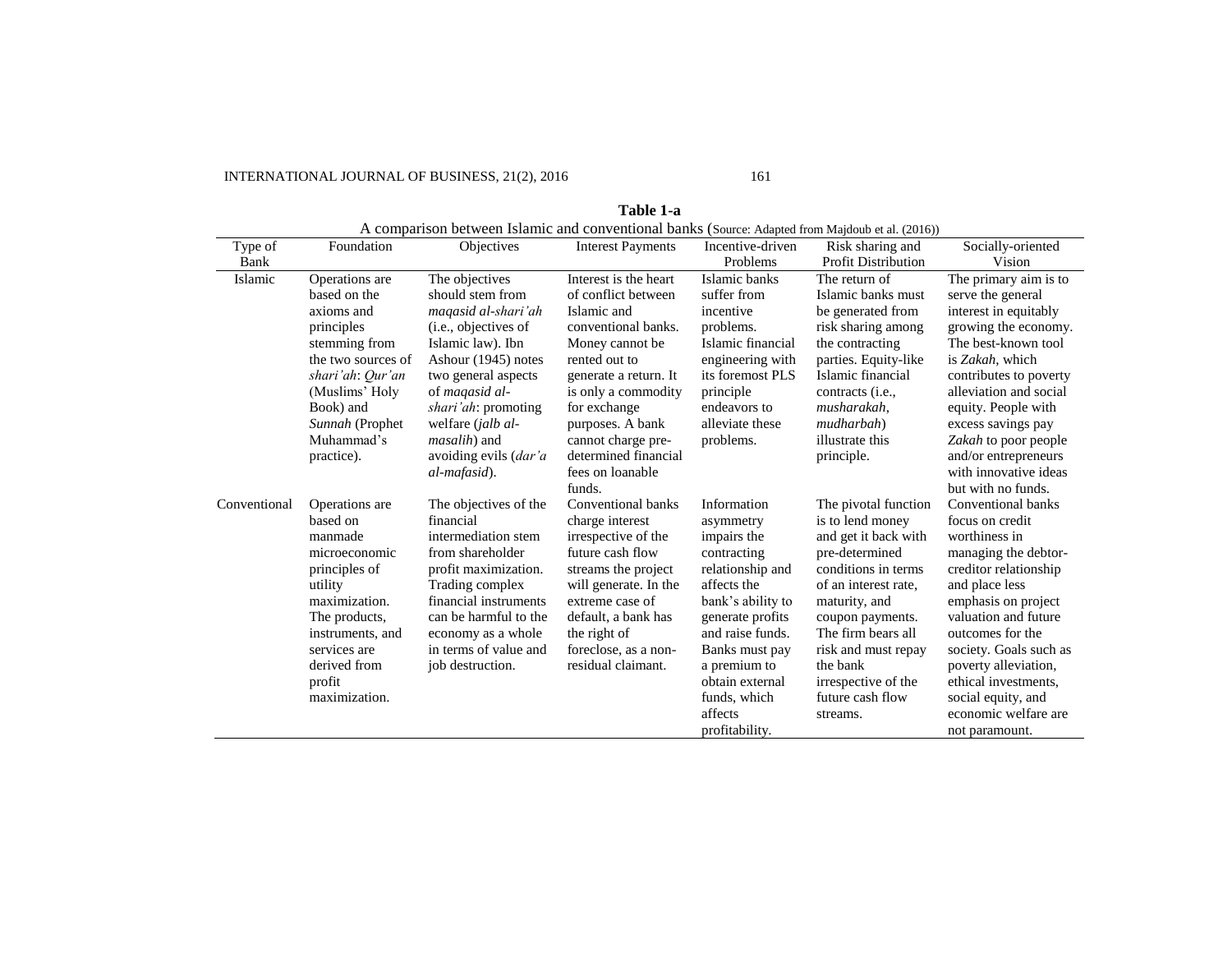**Table 1-a**

A comparison between Islamic and conventional banks (Source: Adapted from Majdoub et al. (2016))

| Type of Bank | Foundation | Objectives | Interest Payments | Incentive-driven Problems | Risk sharing and Profit Distribution | Socially-oriented Vision |
|---|---|---|---|---|---|---|
| Islamic | Operations are based on the axioms and principles stemming from the two sources of *shari'ah*: *Qur'an* (Muslims' Holy Book) and *Sunnah* (Prophet Muhammad's practice). | The objectives should stem from *maqasid al-shari'ah* (i.e., objectives of Islamic law). Ibn Ashour (1945) notes two general aspects of *maqasid al-shari'ah*: promoting welfare (*jalb al-masalih*) and avoiding evils (*dar'a al-mafasid*). | Interest is the heart of conflict between Islamic and conventional banks. Money cannot be rented out to generate a return. It is only a commodity for exchange purposes. A bank cannot charge pre-determined financial fees on loanable funds. | Islamic banks suffer from incentive problems. Islamic financial engineering with its foremost PLS principle endeavors to alleviate these problems. | The return of Islamic banks must be generated from risk sharing among the contracting parties. Equity-like Islamic financial contracts (i.e., *musharakah*, *mudharbah*) illustrate this principle. | The primary aim is to serve the general interest in equitably growing the economy. The best-known tool is *Zakah*, which contributes to poverty alleviation and social equity. People with excess savings pay *Zakah* to poor people and/or entrepreneurs with innovative ideas but with no funds. |
| Conventional | Operations are based on manmade microeconomic principles of utility maximization. The products, instruments, and services are derived from profit maximization. | The objectives of the financial intermediation stem from shareholder profit maximization. Trading complex financial instruments can be harmful to the economy as a whole in terms of value and job destruction. | Conventional banks charge interest irrespective of the future cash flow streams the project will generate. In the extreme case of default, a bank has the right of foreclose, as a non-residual claimant. | Information asymmetry impairs the contracting relationship and affects the bank's ability to generate profits and raise funds. Banks must pay a premium to obtain external funds, which affects profitability. | The pivotal function is to lend money and get it back with pre-determined conditions in terms of an interest rate, maturity, and coupon payments. The firm bears all risk and must repay the bank irrespective of the future cash flow streams. | Conventional banks focus on credit worthiness in managing the debtor-creditor relationship and place less emphasis on project valuation and future outcomes for the society. Goals such as poverty alleviation, ethical investments, social equity, and economic welfare are not paramount. |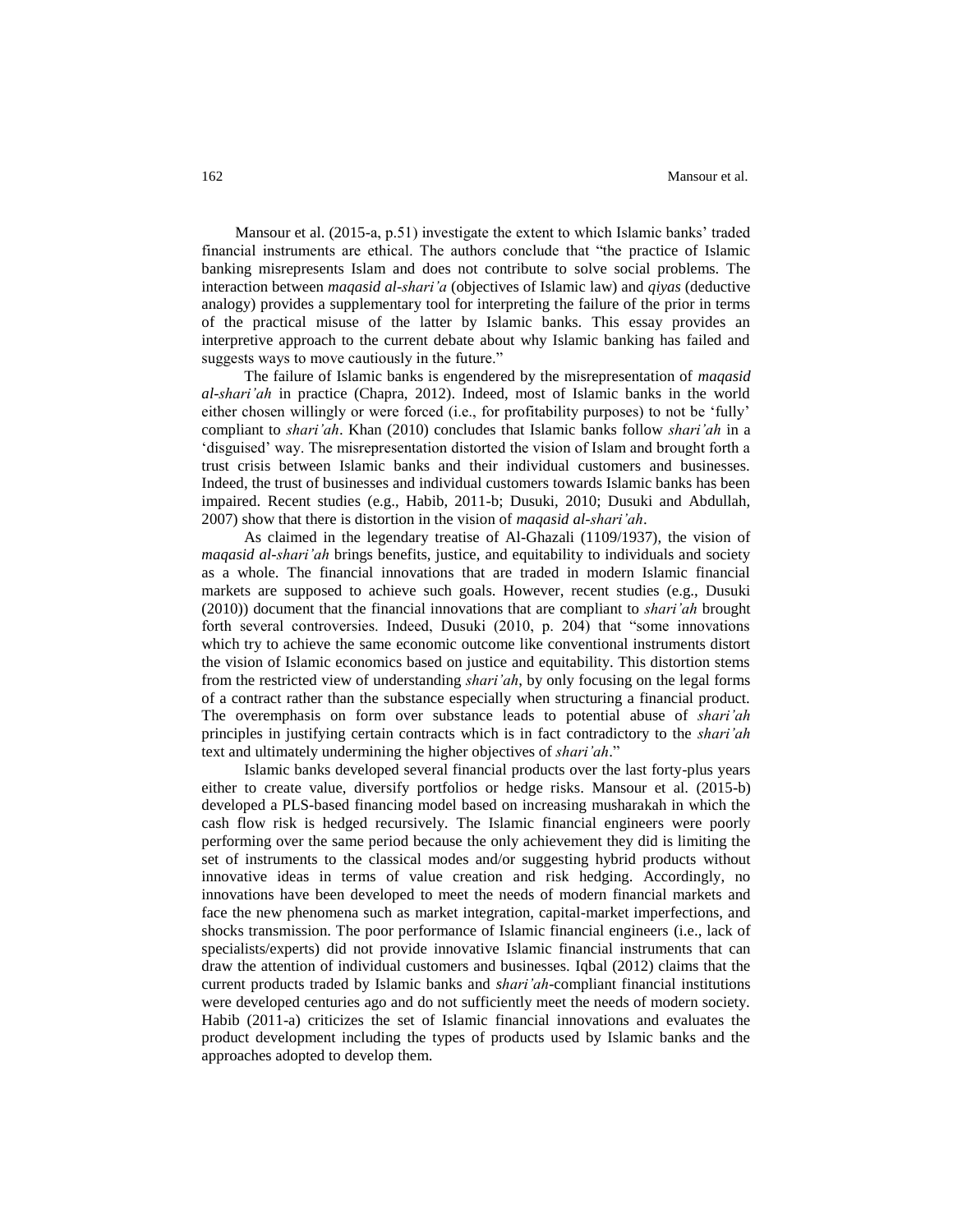Mansour et al. (2015-a, p.51) investigate the extent to which Islamic banks' traded financial instruments are ethical. The authors conclude that "the practice of Islamic banking misrepresents Islam and does not contribute to solve social problems. The interaction between *maqasid al-shari'a* (objectives of Islamic law) and *qiyas* (deductive analogy) provides a supplementary tool for interpreting the failure of the prior in terms of the practical misuse of the latter by Islamic banks. This essay provides an interpretive approach to the current debate about why Islamic banking has failed and suggests ways to move cautiously in the future."

The failure of Islamic banks is engendered by the misrepresentation of *maqasid al-shari'ah* in practice (Chapra, 2012). Indeed, most of Islamic banks in the world either chosen willingly or were forced (i.e., for profitability purposes) to not be 'fully' compliant to *shari'ah*. Khan (2010) concludes that Islamic banks follow *shari'ah* in a 'disguised' way. The misrepresentation distorted the vision of Islam and brought forth a trust crisis between Islamic banks and their individual customers and businesses. Indeed, the trust of businesses and individual customers towards Islamic banks has been impaired. Recent studies (e.g., Habib, 2011-b; Dusuki, 2010; Dusuki and Abdullah, 2007) show that there is distortion in the vision of *maqasid al-shari'ah*.

As claimed in the legendary treatise of Al-Ghazali (1109/1937), the vision of *maqasid al-shari'ah* brings benefits, justice, and equitability to individuals and society as a whole. The financial innovations that are traded in modern Islamic financial markets are supposed to achieve such goals. However, recent studies (e.g., Dusuki (2010)) document that the financial innovations that are compliant to *shari'ah* brought forth several controversies. Indeed, Dusuki (2010, p. 204) that "some innovations which try to achieve the same economic outcome like conventional instruments distort the vision of Islamic economics based on justice and equitability. This distortion stems from the restricted view of understanding *shari'ah*, by only focusing on the legal forms of a contract rather than the substance especially when structuring a financial product. The overemphasis on form over substance leads to potential abuse of *shari'ah* principles in justifying certain contracts which is in fact contradictory to the *shari'ah* text and ultimately undermining the higher objectives of *shari'ah*."

Islamic banks developed several financial products over the last forty-plus years either to create value, diversify portfolios or hedge risks. Mansour et al. (2015-b) developed a PLS-based financing model based on increasing musharakah in which the cash flow risk is hedged recursively. The Islamic financial engineers were poorly performing over the same period because the only achievement they did is limiting the set of instruments to the classical modes and/or suggesting hybrid products without innovative ideas in terms of value creation and risk hedging. Accordingly, no innovations have been developed to meet the needs of modern financial markets and face the new phenomena such as market integration, capital-market imperfections, and shocks transmission. The poor performance of Islamic financial engineers (i.e., lack of specialists/experts) did not provide innovative Islamic financial instruments that can draw the attention of individual customers and businesses. Iqbal (2012) claims that the current products traded by Islamic banks and *shari'ah*-compliant financial institutions were developed centuries ago and do not sufficiently meet the needs of modern society. Habib (2011-a) criticizes the set of Islamic financial innovations and evaluates the product development including the types of products used by Islamic banks and the approaches adopted to develop them.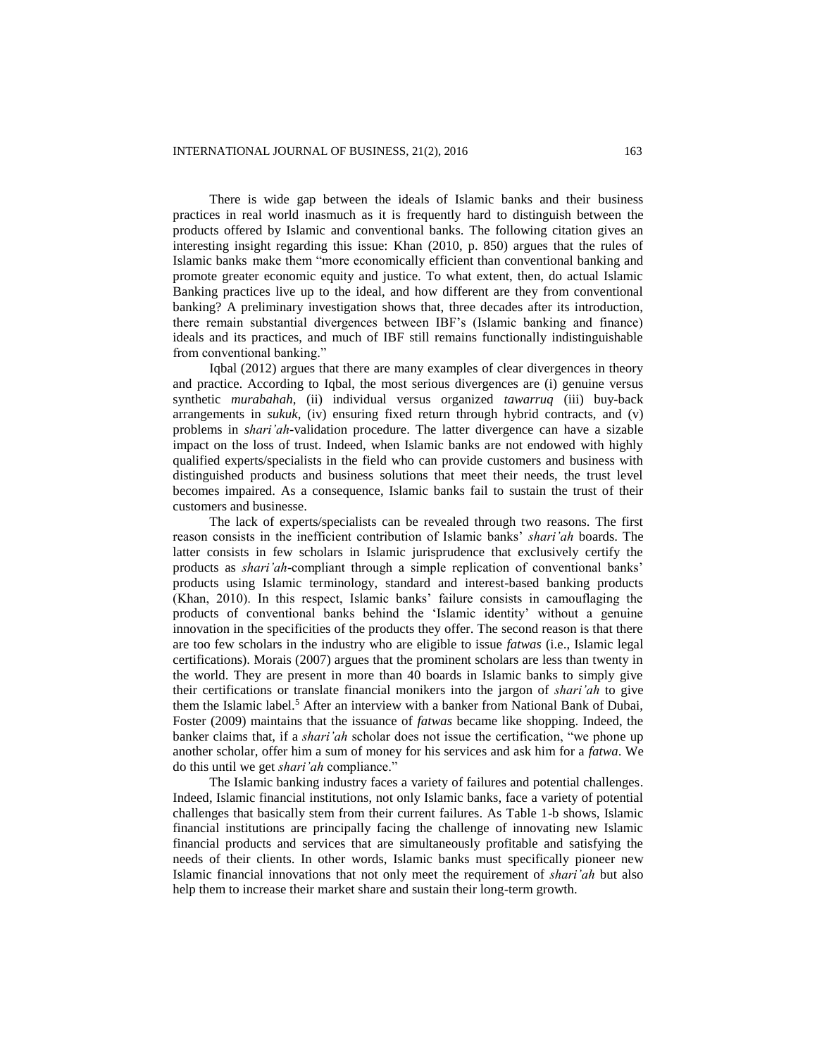There is wide gap between the ideals of Islamic banks and their business practices in real world inasmuch as it is frequently hard to distinguish between the products offered by Islamic and conventional banks. The following citation gives an interesting insight regarding this issue: Khan (2010, p. 850) argues that the rules of Islamic banks make them "more economically efficient than conventional banking and promote greater economic equity and justice. To what extent, then, do actual Islamic Banking practices live up to the ideal, and how different are they from conventional banking? A preliminary investigation shows that, three decades after its introduction, there remain substantial divergences between IBF's (Islamic banking and finance) ideals and its practices, and much of IBF still remains functionally indistinguishable from conventional banking."

Iqbal (2012) argues that there are many examples of clear divergences in theory and practice. According to Iqbal, the most serious divergences are (i) genuine versus synthetic *murabahah*, (ii) individual versus organized *tawarruq* (iii) buy-back arrangements in *sukuk*, (iv) ensuring fixed return through hybrid contracts, and (v) problems in *shari'ah*-validation procedure. The latter divergence can have a sizable impact on the loss of trust. Indeed, when Islamic banks are not endowed with highly qualified experts/specialists in the field who can provide customers and business with distinguished products and business solutions that meet their needs, the trust level becomes impaired. As a consequence, Islamic banks fail to sustain the trust of their customers and businesse.

The lack of experts/specialists can be revealed through two reasons. The first reason consists in the inefficient contribution of Islamic banks' *shari'ah* boards. The latter consists in few scholars in Islamic jurisprudence that exclusively certify the products as *shari'ah*-compliant through a simple replication of conventional banks' products using Islamic terminology, standard and interest-based banking products (Khan, 2010). In this respect, Islamic banks' failure consists in camouflaging the products of conventional banks behind the 'Islamic identity' without a genuine innovation in the specificities of the products they offer. The second reason is that there are too few scholars in the industry who are eligible to issue *fatwas* (i.e., Islamic legal certifications). Morais (2007) argues that the prominent scholars are less than twenty in the world. They are present in more than 40 boards in Islamic banks to simply give their certifications or translate financial monikers into the jargon of *shari'ah* to give them the Islamic label.[5] After an interview with a banker from National Bank of Dubai, Foster (2009) maintains that the issuance of *fatwas* became like shopping. Indeed, the banker claims that, if a *shari'ah* scholar does not issue the certification, "we phone up another scholar, offer him a sum of money for his services and ask him for a *fatwa*. We do this until we get *shari'ah* compliance."

The Islamic banking industry faces a variety of failures and potential challenges. Indeed, Islamic financial institutions, not only Islamic banks, face a variety of potential challenges that basically stem from their current failures. As Table 1-b shows, Islamic financial institutions are principally facing the challenge of innovating new Islamic financial products and services that are simultaneously profitable and satisfying the needs of their clients. In other words, Islamic banks must specifically pioneer new Islamic financial innovations that not only meet the requirement of *shari'ah* but also help them to increase their market share and sustain their long-term growth.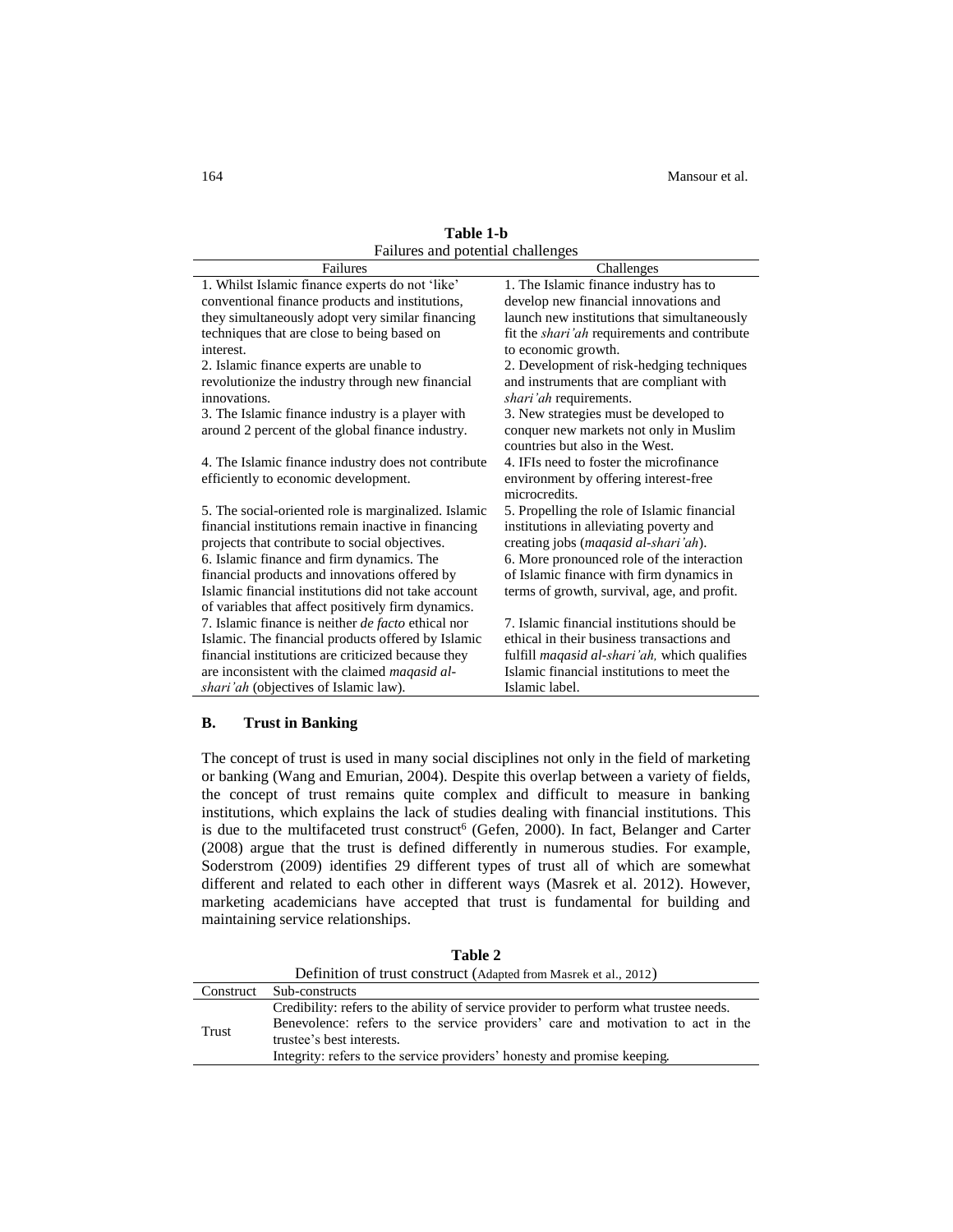**Table 1-b**

Failures and potential challenges

| Failures | Challenges |
|---|---|
| 1. Whilst Islamic finance experts do not 'like' conventional finance products and institutions, they simultaneously adopt very similar financing techniques that are close to being based on interest. | 1. The Islamic finance industry has to develop new financial innovations and launch new institutions that simultaneously fit the *shari'ah* requirements and contribute to economic growth. |
| 2. Islamic finance experts are unable to revolutionize the industry through new financial innovations. | 2. Development of risk-hedging techniques and instruments that are compliant with *shari'ah* requirements. |
| 3. The Islamic finance industry is a player with around 2 percent of the global finance industry. | 3. New strategies must be developed to conquer new markets not only in Muslim countries but also in the West. |
| 4. The Islamic finance industry does not contribute efficiently to economic development. | 4. IFIs need to foster the microfinance environment by offering interest-free microcredits. |
| 5. The social-oriented role is marginalized. Islamic financial institutions remain inactive in financing projects that contribute to social objectives. | 5. Propelling the role of Islamic financial institutions in alleviating poverty and creating jobs (*maqasid al-shari'ah*). |
| 6. Islamic finance and firm dynamics. The financial products and innovations offered by Islamic financial institutions did not take account of variables that affect positively firm dynamics. | 6. More pronounced role of the interaction of Islamic finance with firm dynamics in terms of growth, survival, age, and profit. |
| 7. Islamic finance is neither *de facto* ethical nor Islamic. The financial products offered by Islamic financial institutions are criticized because they are inconsistent with the claimed *maqasid al-shari'ah* (objectives of Islamic law). | 7. Islamic financial institutions should be ethical in their business transactions and fulfill *maqasid al-shari'ah,* which qualifies Islamic financial institutions to meet the Islamic label. |

### B. Trust in Banking

The concept of trust is used in many social disciplines not only in the field of marketing or banking (Wang and Emurian, 2004). Despite this overlap between a variety of fields, the concept of trust remains quite complex and difficult to measure in banking institutions, which explains the lack of studies dealing with financial institutions. This is due to the multifaceted trust construct[6] (Gefen, 2000). In fact, Belanger and Carter (2008) argue that the trust is defined differently in numerous studies. For example, Soderstrom (2009) identifies 29 different types of trust all of which are somewhat different and related to each other in different ways (Masrek et al. 2012). However, marketing academicians have accepted that trust is fundamental for building and maintaining service relationships.

**Table 2**

Definition of trust construct (Adapted from Masrek et al., 2012)

| Construct | Sub-constructs |
|---|---|
| Trust | Credibility: refers to the ability of service provider to perform what trustee needs.<br>Benevolence: refers to the service providers' care and motivation to act in the trustee's best interests.<br>Integrity: refers to the service providers' honesty and promise keeping. |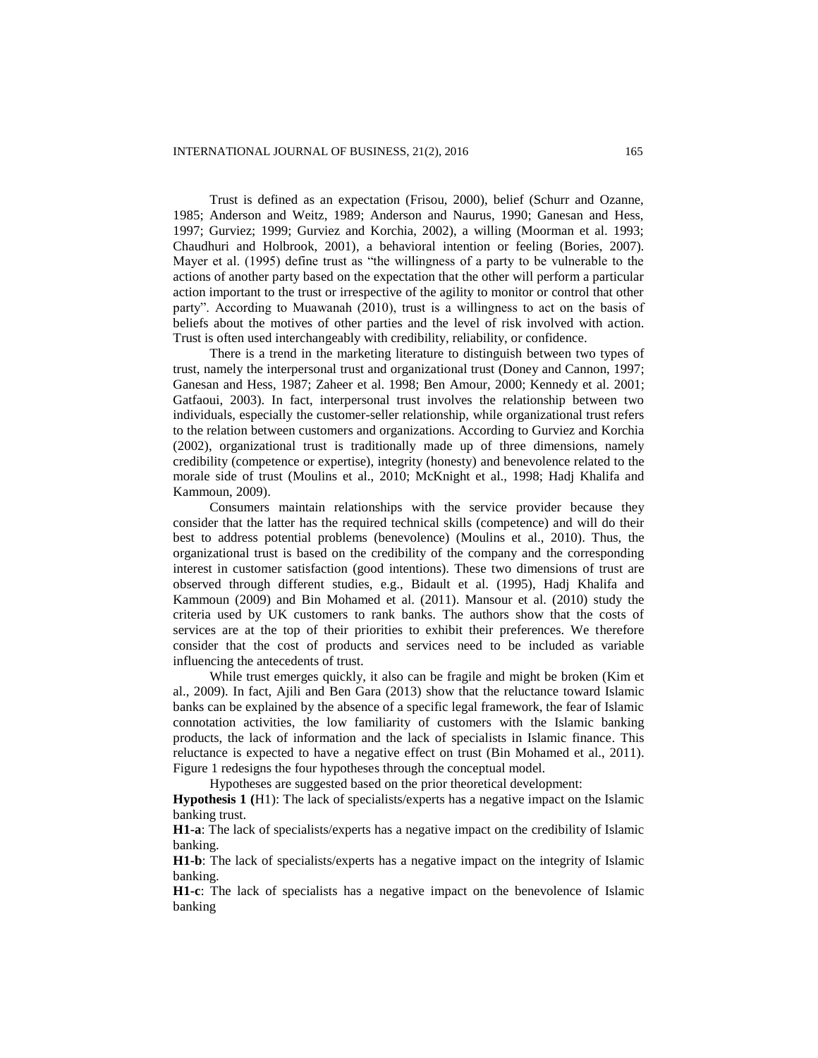Trust is defined as an expectation (Frisou, 2000), belief (Schurr and Ozanne, 1985; Anderson and Weitz, 1989; Anderson and Naurus, 1990; Ganesan and Hess, 1997; Gurviez; 1999; Gurviez and Korchia, 2002), a willing (Moorman et al. 1993; Chaudhuri and Holbrook, 2001), a behavioral intention or feeling (Bories, 2007). Mayer et al. (1995) define trust as "the willingness of a party to be vulnerable to the actions of another party based on the expectation that the other will perform a particular action important to the trust or irrespective of the agility to monitor or control that other party". According to Muawanah (2010), trust is a willingness to act on the basis of beliefs about the motives of other parties and the level of risk involved with action. Trust is often used interchangeably with credibility, reliability, or confidence.

There is a trend in the marketing literature to distinguish between two types of trust, namely the interpersonal trust and organizational trust (Doney and Cannon, 1997; Ganesan and Hess, 1987; Zaheer et al. 1998; Ben Amour, 2000; Kennedy et al. 2001; Gatfaoui, 2003). In fact, interpersonal trust involves the relationship between two individuals, especially the customer-seller relationship, while organizational trust refers to the relation between customers and organizations. According to Gurviez and Korchia (2002), organizational trust is traditionally made up of three dimensions, namely credibility (competence or expertise), integrity (honesty) and benevolence related to the morale side of trust (Moulins et al., 2010; McKnight et al., 1998; Hadj Khalifa and Kammoun, 2009).

Consumers maintain relationships with the service provider because they consider that the latter has the required technical skills (competence) and will do their best to address potential problems (benevolence) (Moulins et al., 2010). Thus, the organizational trust is based on the credibility of the company and the corresponding interest in customer satisfaction (good intentions). These two dimensions of trust are observed through different studies, e.g., Bidault et al. (1995), Hadj Khalifa and Kammoun (2009) and Bin Mohamed et al. (2011). Mansour et al. (2010) study the criteria used by UK customers to rank banks. The authors show that the costs of services are at the top of their priorities to exhibit their preferences. We therefore consider that the cost of products and services need to be included as variable influencing the antecedents of trust.

While trust emerges quickly, it also can be fragile and might be broken (Kim et al., 2009). In fact, Ajili and Ben Gara (2013) show that the reluctance toward Islamic banks can be explained by the absence of a specific legal framework, the fear of Islamic connotation activities, the low familiarity of customers with the Islamic banking products, the lack of information and the lack of specialists in Islamic finance. This reluctance is expected to have a negative effect on trust (Bin Mohamed et al., 2011). Figure 1 redesigns the four hypotheses through the conceptual model.

Hypotheses are suggested based on the prior theoretical development:

**Hypothesis 1 (**H1): The lack of specialists/experts has a negative impact on the Islamic banking trust.

**H1-a**: The lack of specialists/experts has a negative impact on the credibility of Islamic banking.

**H1-b**: The lack of specialists/experts has a negative impact on the integrity of Islamic banking.

**H1-c**: The lack of specialists has a negative impact on the benevolence of Islamic banking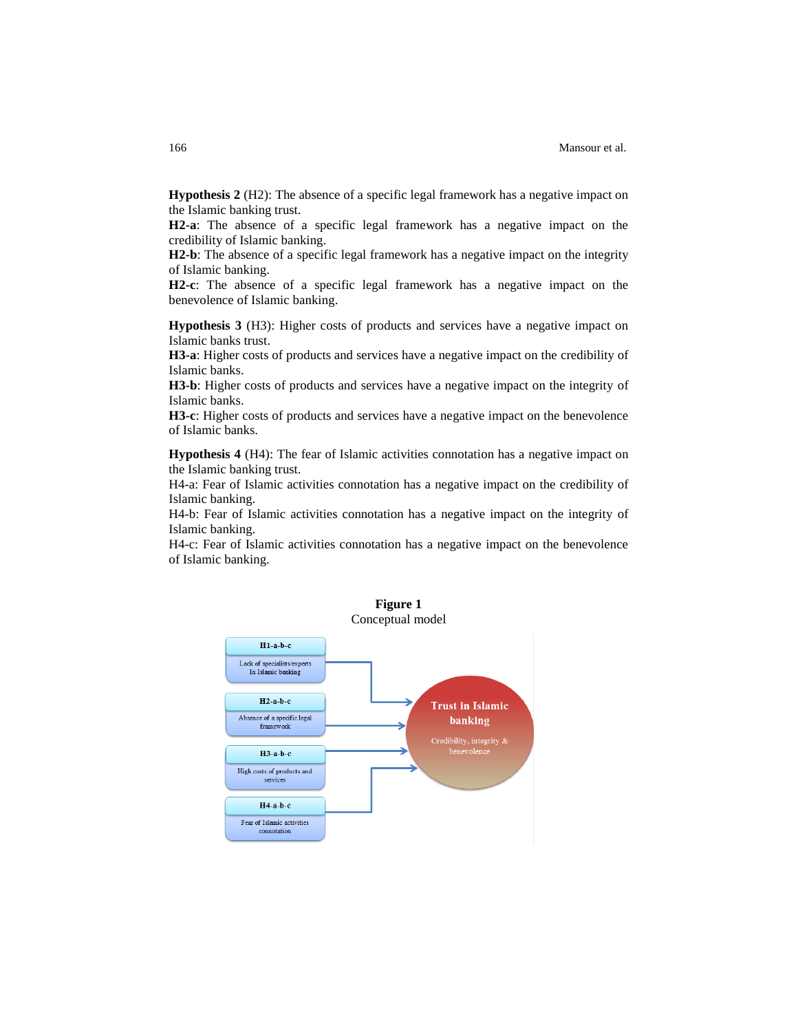**Hypothesis 2** (H2): The absence of a specific legal framework has a negative impact on the Islamic banking trust.
**H2-a**: The absence of a specific legal framework has a negative impact on the credibility of Islamic banking.
**H2-b**: The absence of a specific legal framework has a negative impact on the integrity of Islamic banking.
**H2-c**: The absence of a specific legal framework has a negative impact on the benevolence of Islamic banking.

**Hypothesis 3** (H3): Higher costs of products and services have a negative impact on Islamic banks trust.
**H3-a**: Higher costs of products and services have a negative impact on the credibility of Islamic banks.
**H3-b**: Higher costs of products and services have a negative impact on the integrity of Islamic banks.
**H3-c**: Higher costs of products and services have a negative impact on the benevolence of Islamic banks.

**Hypothesis 4** (H4): The fear of Islamic activities connotation has a negative impact on the Islamic banking trust.
H4-a: Fear of Islamic activities connotation has a negative impact on the credibility of Islamic banking.
H4-b: Fear of Islamic activities connotation has a negative impact on the integrity of Islamic banking.
H4-c: Fear of Islamic activities connotation has a negative impact on the benevolence of Islamic banking.

**Figure 1**
Conceptual model

H1-a-b-c: Lack of specialists/experts In Islamic banking

H2-a-b-c: Absence of a specific legal framework

H3-a-b-c: High costs of products and services

H4-a-b-c: Fear of Islamic activities connotation

Trust in Islamic banking — Credibility, integrity & benevolence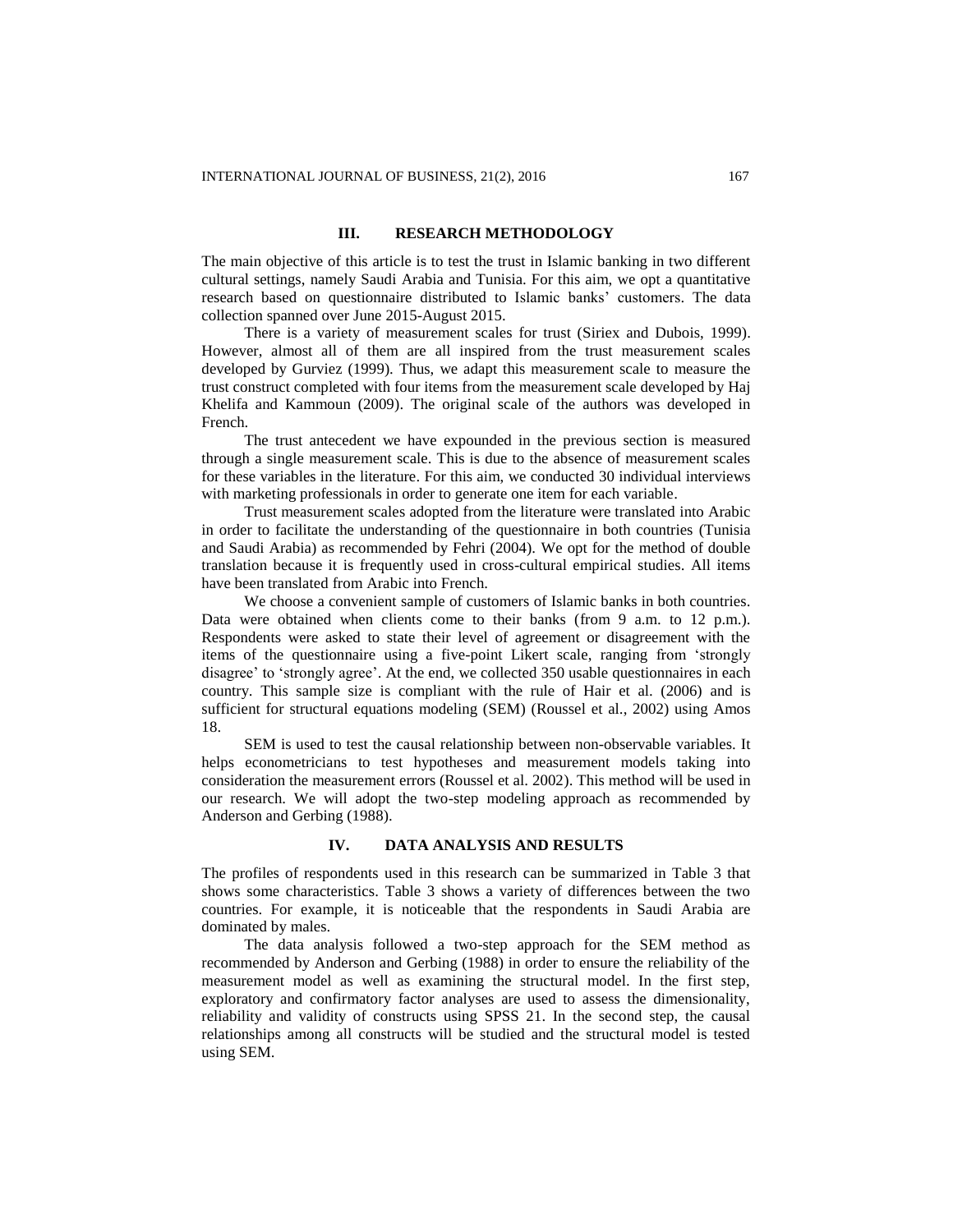## III. RESEARCH METHODOLOGY

The main objective of this article is to test the trust in Islamic banking in two different cultural settings, namely Saudi Arabia and Tunisia. For this aim, we opt a quantitative research based on questionnaire distributed to Islamic banks' customers. The data collection spanned over June 2015-August 2015.

There is a variety of measurement scales for trust (Siriex and Dubois, 1999). However, almost all of them are all inspired from the trust measurement scales developed by Gurviez (1999). Thus, we adapt this measurement scale to measure the trust construct completed with four items from the measurement scale developed by Haj Khelifa and Kammoun (2009). The original scale of the authors was developed in French.

The trust antecedent we have expounded in the previous section is measured through a single measurement scale. This is due to the absence of measurement scales for these variables in the literature. For this aim, we conducted 30 individual interviews with marketing professionals in order to generate one item for each variable.

Trust measurement scales adopted from the literature were translated into Arabic in order to facilitate the understanding of the questionnaire in both countries (Tunisia and Saudi Arabia) as recommended by Fehri (2004). We opt for the method of double translation because it is frequently used in cross-cultural empirical studies. All items have been translated from Arabic into French.

We choose a convenient sample of customers of Islamic banks in both countries. Data were obtained when clients come to their banks (from 9 a.m. to 12 p.m.). Respondents were asked to state their level of agreement or disagreement with the items of the questionnaire using a five-point Likert scale, ranging from 'strongly disagree' to 'strongly agree'. At the end, we collected 350 usable questionnaires in each country. This sample size is compliant with the rule of Hair et al. (2006) and is sufficient for structural equations modeling (SEM) (Roussel et al., 2002) using Amos 18.

SEM is used to test the causal relationship between non-observable variables. It helps econometricians to test hypotheses and measurement models taking into consideration the measurement errors (Roussel et al. 2002). This method will be used in our research. We will adopt the two-step modeling approach as recommended by Anderson and Gerbing (1988).

## IV. DATA ANALYSIS AND RESULTS

The profiles of respondents used in this research can be summarized in Table 3 that shows some characteristics. Table 3 shows a variety of differences between the two countries. For example, it is noticeable that the respondents in Saudi Arabia are dominated by males.

The data analysis followed a two-step approach for the SEM method as recommended by Anderson and Gerbing (1988) in order to ensure the reliability of the measurement model as well as examining the structural model. In the first step, exploratory and confirmatory factor analyses are used to assess the dimensionality, reliability and validity of constructs using SPSS 21. In the second step, the causal relationships among all constructs will be studied and the structural model is tested using SEM.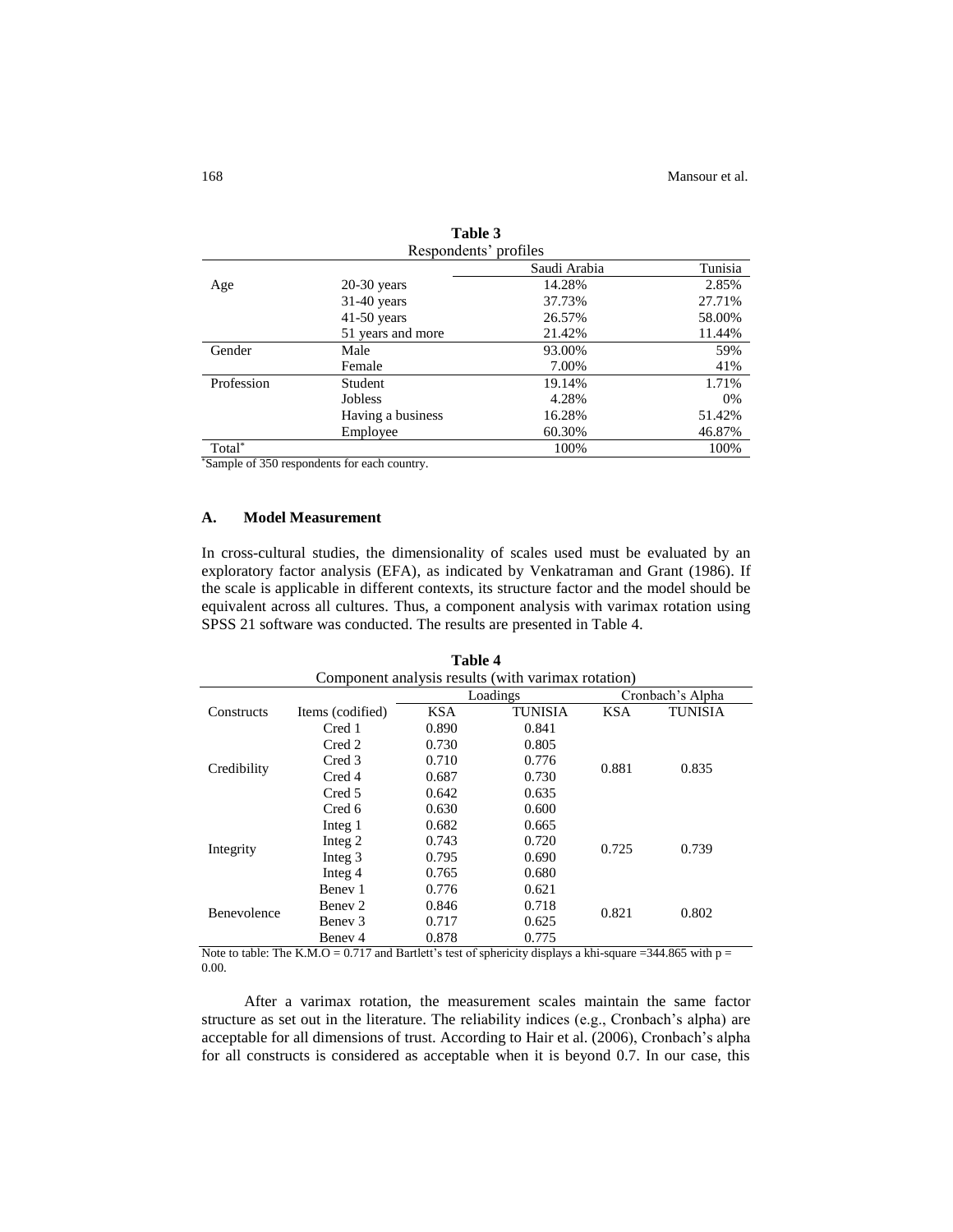**Table 3**
Respondents' profiles

| | | Saudi Arabia | Tunisia |
|---|---|---|---|
| Age | 20-30 years | 14.28% | 2.85% |
| | 31-40 years | 37.73% | 27.71% |
| | 41-50 years | 26.57% | 58.00% |
| | 51 years and more | 21.42% | 11.44% |
| Gender | Male | 93.00% | 59% |
| | Female | 7.00% | 41% |
| Profession | Student | 19.14% | 1.71% |
| | Jobless | 4.28% | 0% |
| | Having a business | 16.28% | 51.42% |
| | Employee | 60.30% | 46.87% |
| Total* | | 100% | 100% |

*Sample of 350 respondents for each country.

### A. Model Measurement

In cross-cultural studies, the dimensionality of scales used must be evaluated by an exploratory factor analysis (EFA), as indicated by Venkatraman and Grant (1986). If the scale is applicable in different contexts, its structure factor and the model should be equivalent across all cultures. Thus, a component analysis with varimax rotation using SPSS 21 software was conducted. The results are presented in Table 4.

**Table 4**
Component analysis results (with varimax rotation)

| | | Loadings | | Cronbach's Alpha | |
|---|---|---|---|---|---|
| Constructs | Items (codified) | KSA | TUNISIA | KSA | TUNISIA |
| Credibility | Cred 1 | 0.890 | 0.841 | 0.881 | 0.835 |
| | Cred 2 | 0.730 | 0.805 | | |
| | Cred 3 | 0.710 | 0.776 | | |
| | Cred 4 | 0.687 | 0.730 | | |
| | Cred 5 | 0.642 | 0.635 | | |
| | Cred 6 | 0.630 | 0.600 | | |
| Integrity | Integ 1 | 0.682 | 0.665 | 0.725 | 0.739 |
| | Integ 2 | 0.743 | 0.720 | | |
| | Integ 3 | 0.795 | 0.690 | | |
| | Integ 4 | 0.765 | 0.680 | | |
| Benevolence | Benev 1 | 0.776 | 0.621 | 0.821 | 0.802 |
| | Benev 2 | 0.846 | 0.718 | | |
| | Benev 3 | 0.717 | 0.625 | | |
| | Benev 4 | 0.878 | 0.775 | | |

Note to table: The K.M.O = 0.717 and Bartlett's test of sphericity displays a khi-square =344.865 with p = 0.00.

After a varimax rotation, the measurement scales maintain the same factor structure as set out in the literature. The reliability indices (e.g., Cronbach's alpha) are acceptable for all dimensions of trust. According to Hair et al. (2006), Cronbach's alpha for all constructs is considered as acceptable when it is beyond 0.7. In our case, this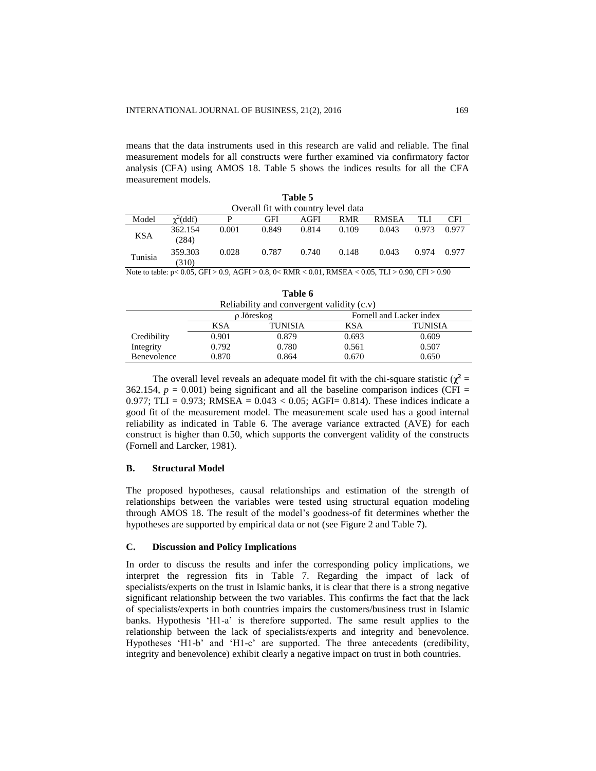means that the data instruments used in this research are valid and reliable. The final measurement models for all constructs were further examined via confirmatory factor analysis (CFA) using AMOS 18. Table 5 shows the indices results for all the CFA measurement models.

**Table 5**

Overall fit with country level data

| Model | $\chi^2$(ddf) | P | GFI | AGFI | RMR | RMSEA | TLI | CFI |
|---|---|---|---|---|---|---|---|---|
| KSA | 362.154 (284) | 0.001 | 0.849 | 0.814 | 0.109 | 0.043 | 0.973 | 0.977 |
| Tunisia | 359.303 (310) | 0.028 | 0.787 | 0.740 | 0.148 | 0.043 | 0.974 | 0.977 |

Note to table: $p < 0.05$, GFI > 0.9, AGFI > 0.8, 0< RMR < 0.01, RMSEA < 0.05, TLI > 0.90, CFI > 0.90

**Table 6**

Reliability and convergent validity (c.v)

| | ρ Jöreskog | | Fornell and Lacker index | |
|---|---|---|---|---|
| | KSA | TUNISIA | KSA | TUNISIA |
| Credibility | 0.901 | 0.879 | 0.693 | 0.609 |
| Integrity | 0.792 | 0.780 | 0.561 | 0.507 |
| Benevolence | 0.870 | 0.864 | 0.670 | 0.650 |

The overall level reveals an adequate model fit with the chi-square statistic ($\chi^2$ = 362.154, $p$ = 0.001) being significant and all the baseline comparison indices (CFI = 0.977; TLI = 0.973; RMSEA = 0.043 < 0.05; AGFI= 0.814). These indices indicate a good fit of the measurement model. The measurement scale used has a good internal reliability as indicated in Table 6. The average variance extracted (AVE) for each construct is higher than 0.50, which supports the convergent validity of the constructs (Fornell and Larcker, 1981).

### B. Structural Model

The proposed hypotheses, causal relationships and estimation of the strength of relationships between the variables were tested using structural equation modeling through AMOS 18. The result of the model's goodness-of fit determines whether the hypotheses are supported by empirical data or not (see Figure 2 and Table 7).

### C. Discussion and Policy Implications

In order to discuss the results and infer the corresponding policy implications, we interpret the regression fits in Table 7. Regarding the impact of lack of specialists/experts on the trust in Islamic banks, it is clear that there is a strong negative significant relationship between the two variables. This confirms the fact that the lack of specialists/experts in both countries impairs the customers/business trust in Islamic banks. Hypothesis 'H1-a' is therefore supported. The same result applies to the relationship between the lack of specialists/experts and integrity and benevolence. Hypotheses 'H1-b' and 'H1-c' are supported. The three antecedents (credibility, integrity and benevolence) exhibit clearly a negative impact on trust in both countries.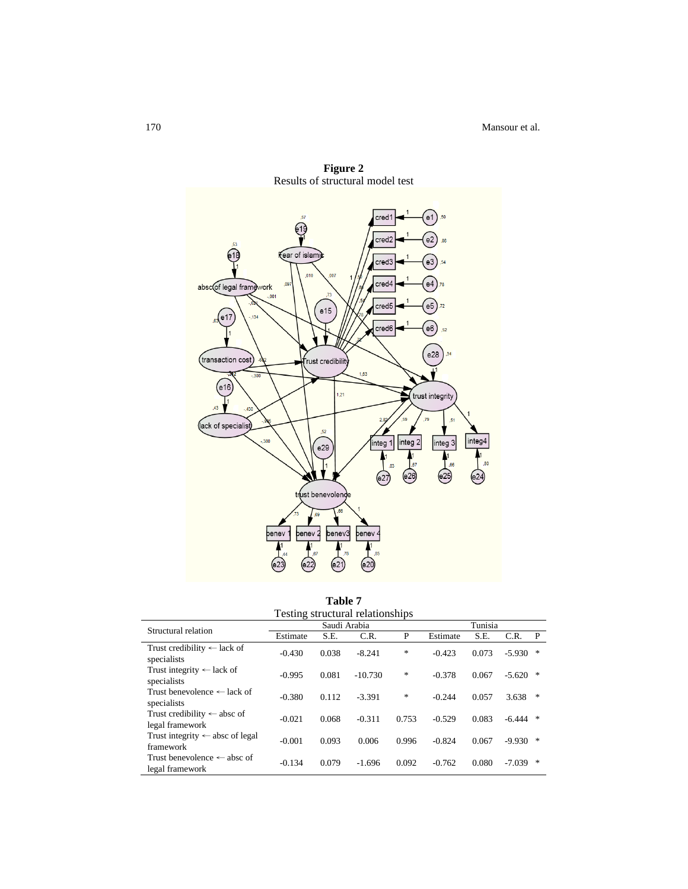**Figure 2**
Results of structural model test

**Table 7**
Testing structural relationships

| Structural relation | Saudi Arabia | | | | Tunisia | | | |
|---|---|---|---|---|---|---|---|---|
| | Estimate | S.E. | C.R. | P | Estimate | S.E. | C.R. | P |
| Trust credibility ← lack of specialists | -0.430 | 0.038 | -8.241 | * | -0.423 | 0.073 | -5.930 | * |
| Trust integrity ← lack of specialists | -0.995 | 0.081 | -10.730 | * | -0.378 | 0.067 | -5.620 | * |
| Trust benevolence ← lack of specialists | -0.380 | 0.112 | -3.391 | * | -0.244 | 0.057 | 3.638 | * |
| Trust credibility ← absc of legal framework | -0.021 | 0.068 | -0.311 | 0.753 | -0.529 | 0.083 | -6.444 | * |
| Trust integrity ← absc of legal framework | -0.001 | 0.093 | 0.006 | 0.996 | -0.824 | 0.067 | -9.930 | * |
| Trust benevolence ← absc of legal framework | -0.134 | 0.079 | -1.696 | 0.092 | -0.762 | 0.080 | -7.039 | * |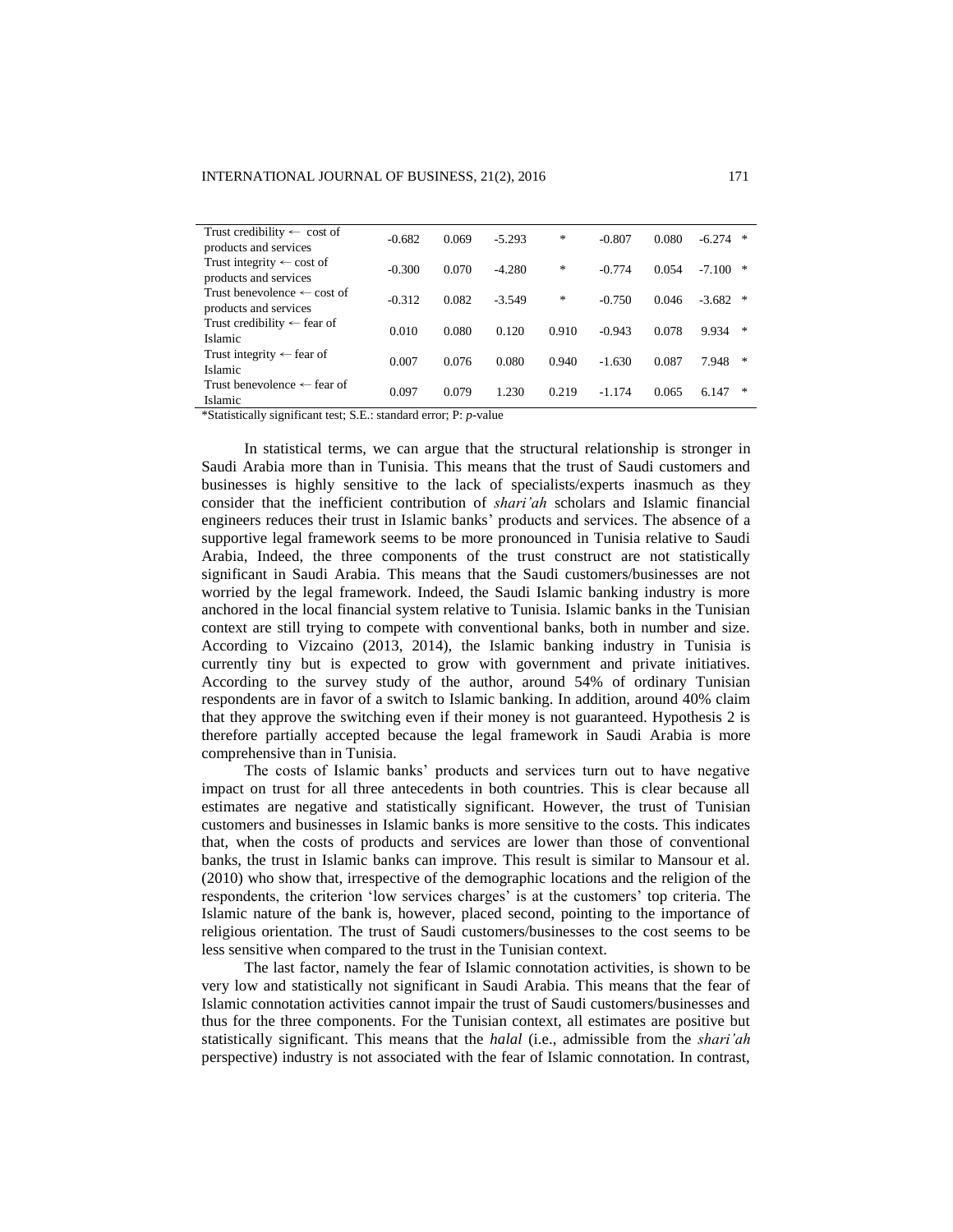| | | | | | | | | |
|---|---|---|---|---|---|---|---|---|
| Trust credibility ← cost of products and services | -0.682 | 0.069 | -5.293 | * | -0.807 | 0.080 | -6.274 | * |
| Trust integrity ← cost of products and services | -0.300 | 0.070 | -4.280 | * | -0.774 | 0.054 | -7.100 | * |
| Trust benevolence ← cost of products and services | -0.312 | 0.082 | -3.549 | * | -0.750 | 0.046 | -3.682 | * |
| Trust credibility ← fear of Islamic | 0.010 | 0.080 | 0.120 | 0.910 | -0.943 | 0.078 | 9.934 | * |
| Trust integrity ← fear of Islamic | 0.007 | 0.076 | 0.080 | 0.940 | -1.630 | 0.087 | 7.948 | * |
| Trust benevolence ← fear of Islamic | 0.097 | 0.079 | 1.230 | 0.219 | -1.174 | 0.065 | 6.147 | * |

*Statistically significant test; S.E.: standard error; P: *p*-value

In statistical terms, we can argue that the structural relationship is stronger in Saudi Arabia more than in Tunisia. This means that the trust of Saudi customers and businesses is highly sensitive to the lack of specialists/experts inasmuch as they consider that the inefficient contribution of *shari'ah* scholars and Islamic financial engineers reduces their trust in Islamic banks' products and services. The absence of a supportive legal framework seems to be more pronounced in Tunisia relative to Saudi Arabia, Indeed, the three components of the trust construct are not statistically significant in Saudi Arabia. This means that the Saudi customers/businesses are not worried by the legal framework. Indeed, the Saudi Islamic banking industry is more anchored in the local financial system relative to Tunisia. Islamic banks in the Tunisian context are still trying to compete with conventional banks, both in number and size. According to Vizcaino (2013, 2014), the Islamic banking industry in Tunisia is currently tiny but is expected to grow with government and private initiatives. According to the survey study of the author, around 54% of ordinary Tunisian respondents are in favor of a switch to Islamic banking. In addition, around 40% claim that they approve the switching even if their money is not guaranteed. Hypothesis 2 is therefore partially accepted because the legal framework in Saudi Arabia is more comprehensive than in Tunisia.

The costs of Islamic banks' products and services turn out to have negative impact on trust for all three antecedents in both countries. This is clear because all estimates are negative and statistically significant. However, the trust of Tunisian customers and businesses in Islamic banks is more sensitive to the costs. This indicates that, when the costs of products and services are lower than those of conventional banks, the trust in Islamic banks can improve. This result is similar to Mansour et al. (2010) who show that, irrespective of the demographic locations and the religion of the respondents, the criterion 'low services charges' is at the customers' top criteria. The Islamic nature of the bank is, however, placed second, pointing to the importance of religious orientation. The trust of Saudi customers/businesses to the cost seems to be less sensitive when compared to the trust in the Tunisian context.

The last factor, namely the fear of Islamic connotation activities, is shown to be very low and statistically not significant in Saudi Arabia. This means that the fear of Islamic connotation activities cannot impair the trust of Saudi customers/businesses and thus for the three components. For the Tunisian context, all estimates are positive but statistically significant. This means that the *halal* (i.e., admissible from the *shari'ah* perspective) industry is not associated with the fear of Islamic connotation. In contrast,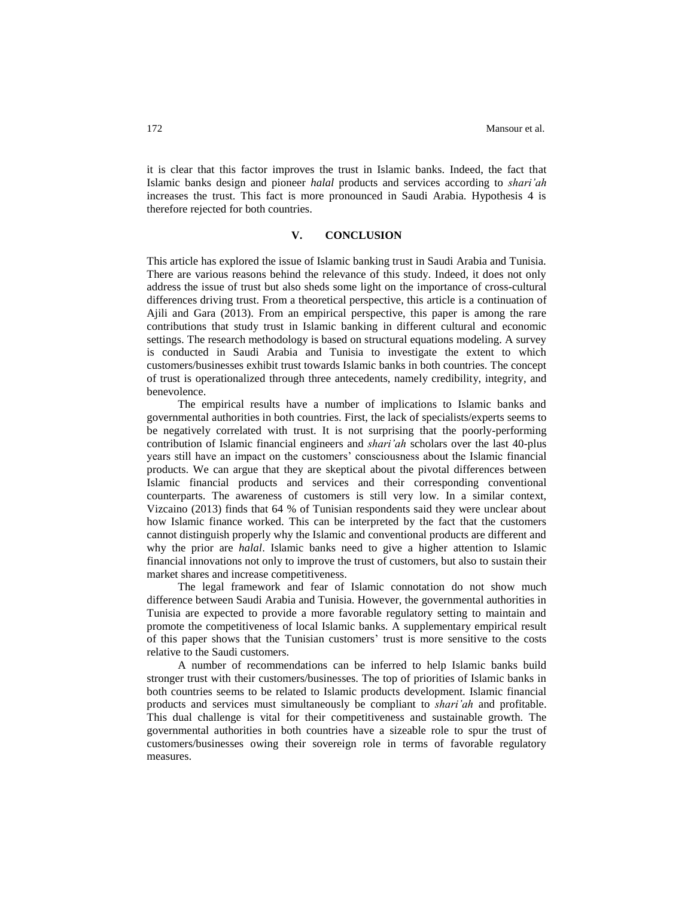it is clear that this factor improves the trust in Islamic banks. Indeed, the fact that Islamic banks design and pioneer *halal* products and services according to *shari'ah* increases the trust. This fact is more pronounced in Saudi Arabia. Hypothesis 4 is therefore rejected for both countries.

## V. CONCLUSION

This article has explored the issue of Islamic banking trust in Saudi Arabia and Tunisia. There are various reasons behind the relevance of this study. Indeed, it does not only address the issue of trust but also sheds some light on the importance of cross-cultural differences driving trust. From a theoretical perspective, this article is a continuation of Ajili and Gara (2013). From an empirical perspective, this paper is among the rare contributions that study trust in Islamic banking in different cultural and economic settings. The research methodology is based on structural equations modeling. A survey is conducted in Saudi Arabia and Tunisia to investigate the extent to which customers/businesses exhibit trust towards Islamic banks in both countries. The concept of trust is operationalized through three antecedents, namely credibility, integrity, and benevolence.

The empirical results have a number of implications to Islamic banks and governmental authorities in both countries. First, the lack of specialists/experts seems to be negatively correlated with trust. It is not surprising that the poorly-performing contribution of Islamic financial engineers and *shari'ah* scholars over the last 40-plus years still have an impact on the customers' consciousness about the Islamic financial products. We can argue that they are skeptical about the pivotal differences between Islamic financial products and services and their corresponding conventional counterparts. The awareness of customers is still very low. In a similar context, Vizcaino (2013) finds that 64 % of Tunisian respondents said they were unclear about how Islamic finance worked. This can be interpreted by the fact that the customers cannot distinguish properly why the Islamic and conventional products are different and why the prior are *halal*. Islamic banks need to give a higher attention to Islamic financial innovations not only to improve the trust of customers, but also to sustain their market shares and increase competitiveness.

The legal framework and fear of Islamic connotation do not show much difference between Saudi Arabia and Tunisia. However, the governmental authorities in Tunisia are expected to provide a more favorable regulatory setting to maintain and promote the competitiveness of local Islamic banks. A supplementary empirical result of this paper shows that the Tunisian customers' trust is more sensitive to the costs relative to the Saudi customers.

A number of recommendations can be inferred to help Islamic banks build stronger trust with their customers/businesses. The top of priorities of Islamic banks in both countries seems to be related to Islamic products development. Islamic financial products and services must simultaneously be compliant to *shari'ah* and profitable. This dual challenge is vital for their competitiveness and sustainable growth. The governmental authorities in both countries have a sizeable role to spur the trust of customers/businesses owing their sovereign role in terms of favorable regulatory measures.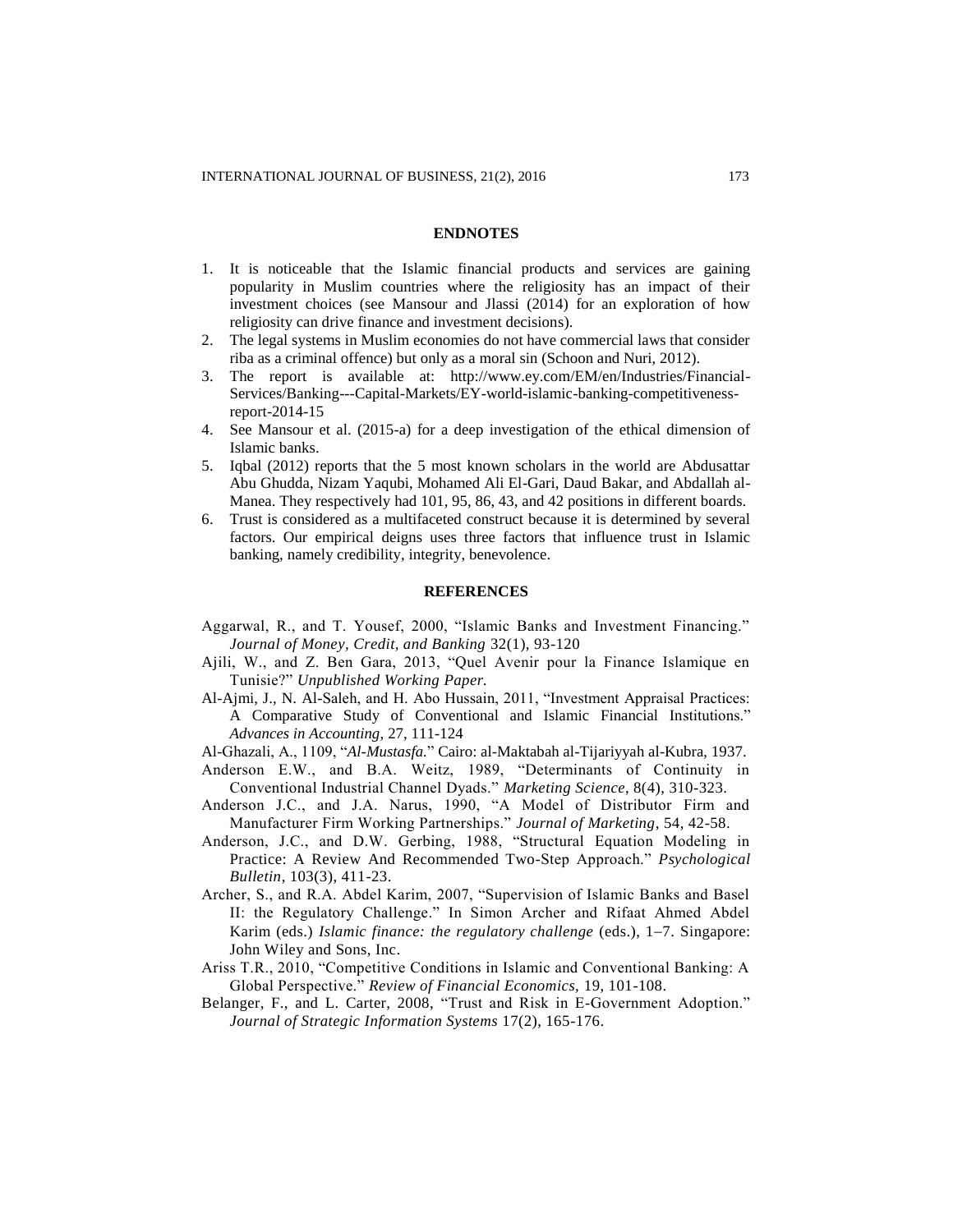## ENDNOTES

1. It is noticeable that the Islamic financial products and services are gaining popularity in Muslim countries where the religiosity has an impact of their investment choices (see Mansour and Jlassi (2014) for an exploration of how religiosity can drive finance and investment decisions).
2. The legal systems in Muslim economies do not have commercial laws that consider riba as a criminal offence) but only as a moral sin (Schoon and Nuri, 2012).
3. The report is available at: http://www.ey.com/EM/en/Industries/Financial-Services/Banking---Capital-Markets/EY-world-islamic-banking-competitiveness-report-2014-15
4. See Mansour et al. (2015-a) for a deep investigation of the ethical dimension of Islamic banks.
5. Iqbal (2012) reports that the 5 most known scholars in the world are Abdusattar Abu Ghudda, Nizam Yaqubi, Mohamed Ali El-Gari, Daud Bakar, and Abdallah al-Manea. They respectively had 101, 95, 86, 43, and 42 positions in different boards.
6. Trust is considered as a multifaceted construct because it is determined by several factors. Our empirical deigns uses three factors that influence trust in Islamic banking, namely credibility, integrity, benevolence.

## REFERENCES

Aggarwal, R., and T. Yousef, 2000, "Islamic Banks and Investment Financing." *Journal of Money, Credit, and Banking* 32(1), 93-120

Ajili, W., and Z. Ben Gara, 2013, "Quel Avenir pour la Finance Islamique en Tunisie?" *Unpublished Working Paper.*

Al-Ajmi, J., N. Al-Saleh, and H. Abo Hussain, 2011, "Investment Appraisal Practices: A Comparative Study of Conventional and Islamic Financial Institutions." *Advances in Accounting,* 27, 111-124

Al-Ghazali, A., 1109, "*Al-Mustasfa.*" Cairo: al-Maktabah al-Tijariyyah al-Kubra, 1937.

Anderson E.W., and B.A. Weitz, 1989, "Determinants of Continuity in Conventional Industrial Channel Dyads." *Marketing Science,* 8(4), 310-323.

Anderson J.C., and J.A. Narus, 1990, "A Model of Distributor Firm and Manufacturer Firm Working Partnerships." *Journal of Marketing*, 54, 42-58.

Anderson, J.C., and D.W. Gerbing, 1988, "Structural Equation Modeling in Practice: A Review And Recommended Two-Step Approach." *Psychological Bulletin*, 103(3), 411-23.

Archer, S., and R.A. Abdel Karim, 2007, "Supervision of Islamic Banks and Basel II: the Regulatory Challenge." In Simon Archer and Rifaat Ahmed Abdel Karim (eds.) *Islamic finance: the regulatory challenge* (eds.), 1–7. Singapore: John Wiley and Sons, Inc.

Ariss T.R., 2010, "Competitive Conditions in Islamic and Conventional Banking: A Global Perspective." *Review of Financial Economics,* 19, 101-108.

Belanger, F., and L. Carter, 2008, "Trust and Risk in E-Government Adoption." *Journal of Strategic Information Systems* 17(2), 165-176.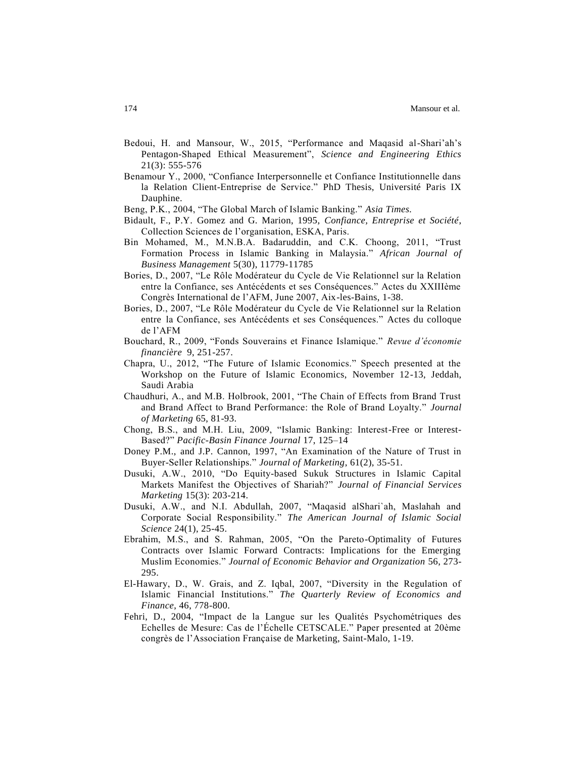Bedoui, H. and Mansour, W., 2015, “Performance and Maqasid al-Shari’ah’s Pentagon-Shaped Ethical Measurement”, *Science and Engineering Ethics* 21(3): 555-576

Benamour Y., 2000, “Confiance Interpersonnelle et Confiance Institutionnelle dans la Relation Client-Entreprise de Service.” PhD Thesis, Université Paris IX Dauphine.

Beng, P.K., 2004, “The Global March of Islamic Banking.” *Asia Times.*

Bidault, F., P.Y. Gomez and G. Marion, 1995, *Confiance, Entreprise et Société*, Collection Sciences de l’organisation, ESKA, Paris.

Bin Mohamed, M., M.N.B.A. Badaruddin, and C.K. Choong, 2011, “Trust Formation Process in Islamic Banking in Malaysia.” *African Journal of Business Management* 5(30), 11779-11785

Bories, D., 2007, “Le Rôle Modérateur du Cycle de Vie Relationnel sur la Relation entre la Confiance, ses Antécédents et ses Conséquences.” Actes du XXIIIème Congrès International de l’AFM, June 2007, Aix-les-Bains, 1-38.

Bories, D., 2007, “Le Rôle Modérateur du Cycle de Vie Relationnel sur la Relation entre la Confiance, ses Antécédents et ses Conséquences.” Actes du colloque de l’AFM

Bouchard, R., 2009, “Fonds Souverains et Finance Islamique.” *Revue d’économie financière* 9, 251-257.

Chapra, U., 2012, “The Future of Islamic Economics.” Speech presented at the Workshop on the Future of Islamic Economics, November 12-13, Jeddah, Saudi Arabia

Chaudhuri, A., and M.B. Holbrook, 2001, “The Chain of Effects from Brand Trust and Brand Affect to Brand Performance: the Role of Brand Loyalty.” *Journal of Marketing* 65, 81-93.

Chong, B.S., and M.H. Liu, 2009, “Islamic Banking: Interest-Free or Interest-Based?” *Pacific-Basin Finance Journal* 17, 125–14

Doney P.M., and J.P. Cannon, 1997, “An Examination of the Nature of Trust in Buyer-Seller Relationships.” *Journal of Marketing*, 61(2), 35-51.

Dusuki, A.W., 2010, “Do Equity-based Sukuk Structures in Islamic Capital Markets Manifest the Objectives of Shariah?” *Journal of Financial Services Marketing* 15(3): 203-214.

Dusuki, A.W., and N.I. Abdullah, 2007, “Maqasid alShari`ah, Maslahah and Corporate Social Responsibility.” *The American Journal of Islamic Social Science* 24(1), 25-45.

Ebrahim, M.S., and S. Rahman, 2005, “On the Pareto-Optimality of Futures Contracts over Islamic Forward Contracts: Implications for the Emerging Muslim Economies.” *Journal of Economic Behavior and Organization* 56, 273-295.

El-Hawary, D., W. Grais, and Z. Iqbal, 2007, “Diversity in the Regulation of Islamic Financial Institutions.” *The Quarterly Review of Economics and Finance*, 46, 778-800.

Fehri, D., 2004, “Impact de la Langue sur les Qualités Psychométriques des Echelles de Mesure: Cas de l’Échelle CETSCALE.” Paper presented at 20ème congrès de l’Association Française de Marketing, Saint-Malo, 1-19.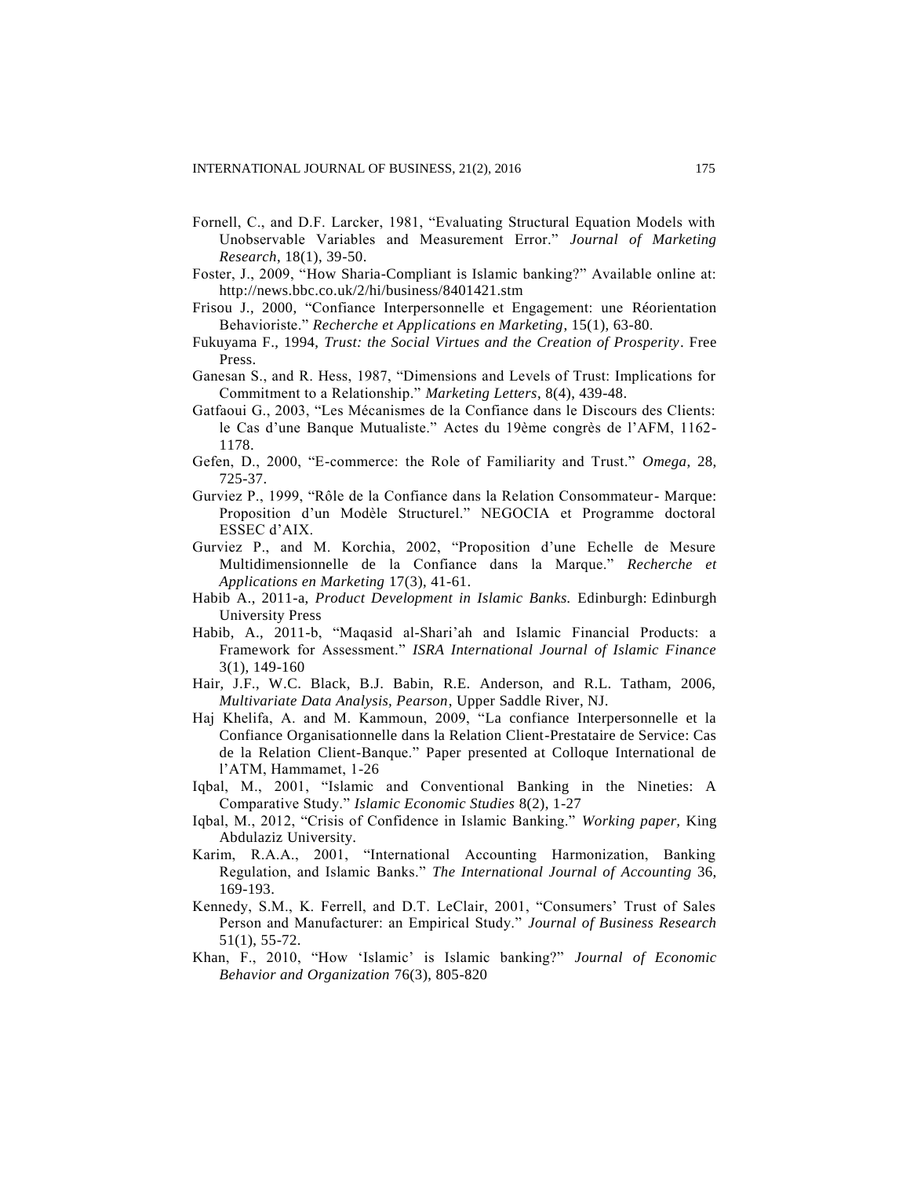Fornell, C., and D.F. Larcker, 1981, "Evaluating Structural Equation Models with Unobservable Variables and Measurement Error." *Journal of Marketing Research*, 18(1), 39-50.

Foster, J., 2009, "How Sharia-Compliant is Islamic banking?" Available online at: http://news.bbc.co.uk/2/hi/business/8401421.stm

Frisou J., 2000, "Confiance Interpersonnelle et Engagement: une Réorientation Behavioriste." *Recherche et Applications en Marketing*, 15(1), 63-80.

Fukuyama F., 1994, *Trust: the Social Virtues and the Creation of Prosperity*. Free Press.

Ganesan S., and R. Hess, 1987, "Dimensions and Levels of Trust: Implications for Commitment to a Relationship." *Marketing Letters*, 8(4), 439-48.

Gatfaoui G., 2003, "Les Mécanismes de la Confiance dans le Discours des Clients: le Cas d'une Banque Mutualiste." Actes du 19ème congrès de l'AFM, 1162-1178.

Gefen, D., 2000, "E-commerce: the Role of Familiarity and Trust." *Omega*, 28, 725-37.

Gurviez P., 1999, "Rôle de la Confiance dans la Relation Consommateur- Marque: Proposition d'un Modèle Structurel." NEGOCIA et Programme doctoral ESSEC d'AIX.

Gurviez P., and M. Korchia, 2002, "Proposition d'une Echelle de Mesure Multidimensionnelle de la Confiance dans la Marque." *Recherche et Applications en Marketing* 17(3), 41-61.

Habib A., 2011-a, *Product Development in Islamic Banks.* Edinburgh: Edinburgh University Press

Habib, A., 2011-b, "Maqasid al-Shari'ah and Islamic Financial Products: a Framework for Assessment." *ISRA International Journal of Islamic Finance* 3(1), 149-160

Hair, J.F., W.C. Black, B.J. Babin, R.E. Anderson, and R.L. Tatham, 2006, *Multivariate Data Analysis, Pearson*, Upper Saddle River, NJ.

Haj Khelifa, A. and M. Kammoun, 2009, "La confiance Interpersonnelle et la Confiance Organisationnelle dans la Relation Client-Prestataire de Service: Cas de la Relation Client-Banque." Paper presented at Colloque International de l'ATM, Hammamet, 1-26

Iqbal, M., 2001, "Islamic and Conventional Banking in the Nineties: A Comparative Study." *Islamic Economic Studies* 8(2), 1-27

Iqbal, M., 2012, "Crisis of Confidence in Islamic Banking." *Working paper,* King Abdulaziz University.

Karim, R.A.A., 2001, "International Accounting Harmonization, Banking Regulation, and Islamic Banks." *The International Journal of Accounting* 36, 169-193.

Kennedy, S.M., K. Ferrell, and D.T. LeClair, 2001, "Consumers' Trust of Sales Person and Manufacturer: an Empirical Study." *Journal of Business Research* 51(1), 55-72.

Khan, F., 2010, "How 'Islamic' is Islamic banking?" *Journal of Economic Behavior and Organization* 76(3), 805-820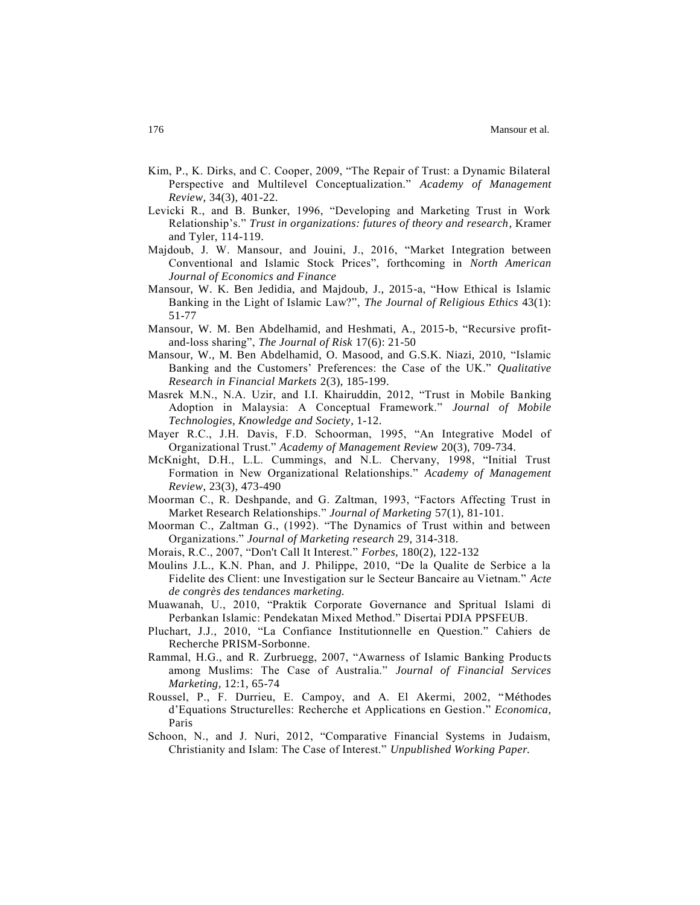Kim, P., K. Dirks, and C. Cooper, 2009, "The Repair of Trust: a Dynamic Bilateral Perspective and Multilevel Conceptualization." *Academy of Management Review*, 34(3), 401-22.

Levicki R., and B. Bunker, 1996, "Developing and Marketing Trust in Work Relationship's." *Trust in organizations: futures of theory and research*, Kramer and Tyler, 114-119.

Majdoub, J. W. Mansour, and Jouini, J., 2016, "Market Integration between Conventional and Islamic Stock Prices", forthcoming in *North American Journal of Economics and Finance*

Mansour, W. K. Ben Jedidia, and Majdoub, J., 2015-a, "How Ethical is Islamic Banking in the Light of Islamic Law?", *The Journal of Religious Ethics* 43(1): 51-77

Mansour, W. M. Ben Abdelhamid, and Heshmati, A., 2015-b, "Recursive profit-and-loss sharing", *The Journal of Risk* 17(6): 21-50

Mansour, W., M. Ben Abdelhamid, O. Masood, and G.S.K. Niazi, 2010, "Islamic Banking and the Customers' Preferences: the Case of the UK." *Qualitative Research in Financial Markets* 2(3), 185-199.

Masrek M.N., N.A. Uzir, and I.I. Khairuddin, 2012, "Trust in Mobile Banking Adoption in Malaysia: A Conceptual Framework." *Journal of Mobile Technologies, Knowledge and Society*, 1-12.

Mayer R.C., J.H. Davis, F.D. Schoorman, 1995, "An Integrative Model of Organizational Trust." *Academy of Management Review* 20(3), 709-734.

McKnight, D.H., L.L. Cummings, and N.L. Chervany, 1998, "Initial Trust Formation in New Organizational Relationships." *Academy of Management Review*, 23(3), 473-490

Moorman C., R. Deshpande, and G. Zaltman, 1993, "Factors Affecting Trust in Market Research Relationships." *Journal of Marketing* 57(1), 81-101.

Moorman C., Zaltman G., (1992). "The Dynamics of Trust within and between Organizations." *Journal of Marketing research* 29, 314-318.

Morais, R.C., 2007, "Don't Call It Interest." *Forbes,* 180(2), 122-132

Moulins J.L., K.N. Phan, and J. Philippe, 2010, "De la Qualite de Serbice a la Fidelite des Client: une Investigation sur le Secteur Bancaire au Vietnam." *Acte de congrès des tendances marketing.*

Muawanah, U., 2010, "Praktik Corporate Governance and Spritual Islami di Perbankan Islamic: Pendekatan Mixed Method." Disertai PDIA PPSFEUB.

Pluchart, J.J., 2010, "La Confiance Institutionnelle en Question." Cahiers de Recherche PRISM-Sorbonne.

Rammal, H.G., and R. Zurbruegg, 2007, "Awarness of Islamic Banking Products among Muslims: The Case of Australia." *Journal of Financial Services Marketing,* 12:1, 65-74

Roussel, P., F. Durrieu, E. Campoy, and A. El Akermi, 2002, "Méthodes d'Equations Structurelles: Recherche et Applications en Gestion." *Economica,* Paris

Schoon, N., and J. Nuri, 2012, "Comparative Financial Systems in Judaism, Christianity and Islam: The Case of Interest." *Unpublished Working Paper.*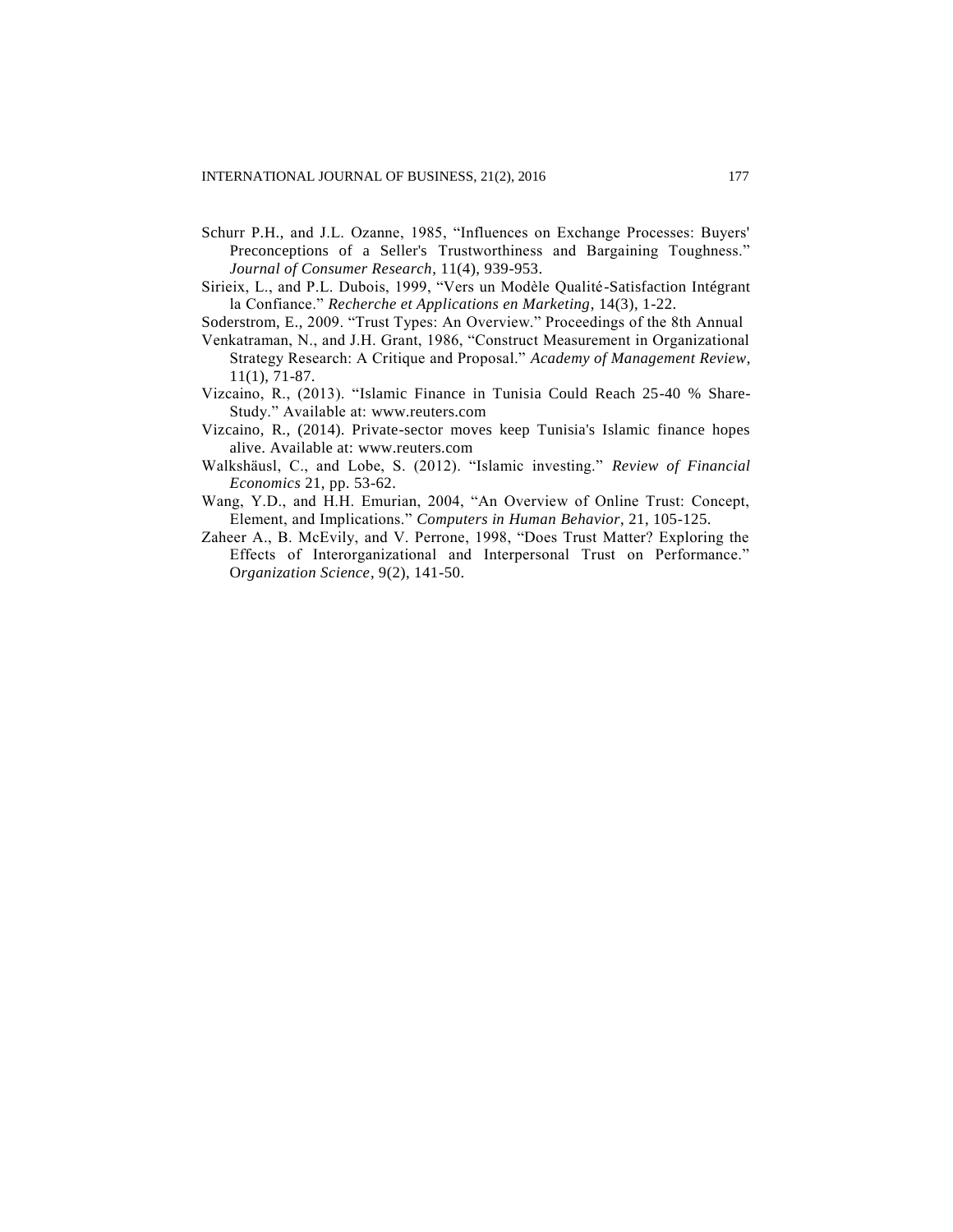Schurr P.H., and J.L. Ozanne, 1985, "Influences on Exchange Processes: Buyers' Preconceptions of a Seller's Trustworthiness and Bargaining Toughness." *Journal of Consumer Research*, 11(4), 939-953.

Sirieix, L., and P.L. Dubois, 1999, "Vers un Modèle Qualité-Satisfaction Intégrant la Confiance." *Recherche et Applications en Marketing*, 14(3), 1-22.

Soderstrom, E., 2009. "Trust Types: An Overview." Proceedings of the 8th Annual

Venkatraman, N., and J.H. Grant, 1986, "Construct Measurement in Organizational Strategy Research: A Critique and Proposal." *Academy of Management Review*, 11(1), 71-87.

Vizcaino, R., (2013). "Islamic Finance in Tunisia Could Reach 25-40 % Share-Study." Available at: www.reuters.com

Vizcaino, R., (2014). Private-sector moves keep Tunisia's Islamic finance hopes alive. Available at: www.reuters.com

Walkshäusl, C., and Lobe, S. (2012). "Islamic investing." *Review of Financial Economics* 21, pp. 53-62.

Wang, Y.D., and H.H. Emurian, 2004, "An Overview of Online Trust: Concept, Element, and Implications." *Computers in Human Behavior*, 21, 105-125.

Zaheer A., B. McEvily, and V. Perrone, 1998, "Does Trust Matter? Exploring the Effects of Interorganizational and Interpersonal Trust on Performance." *Organization Science*, 9(2), 141-50.